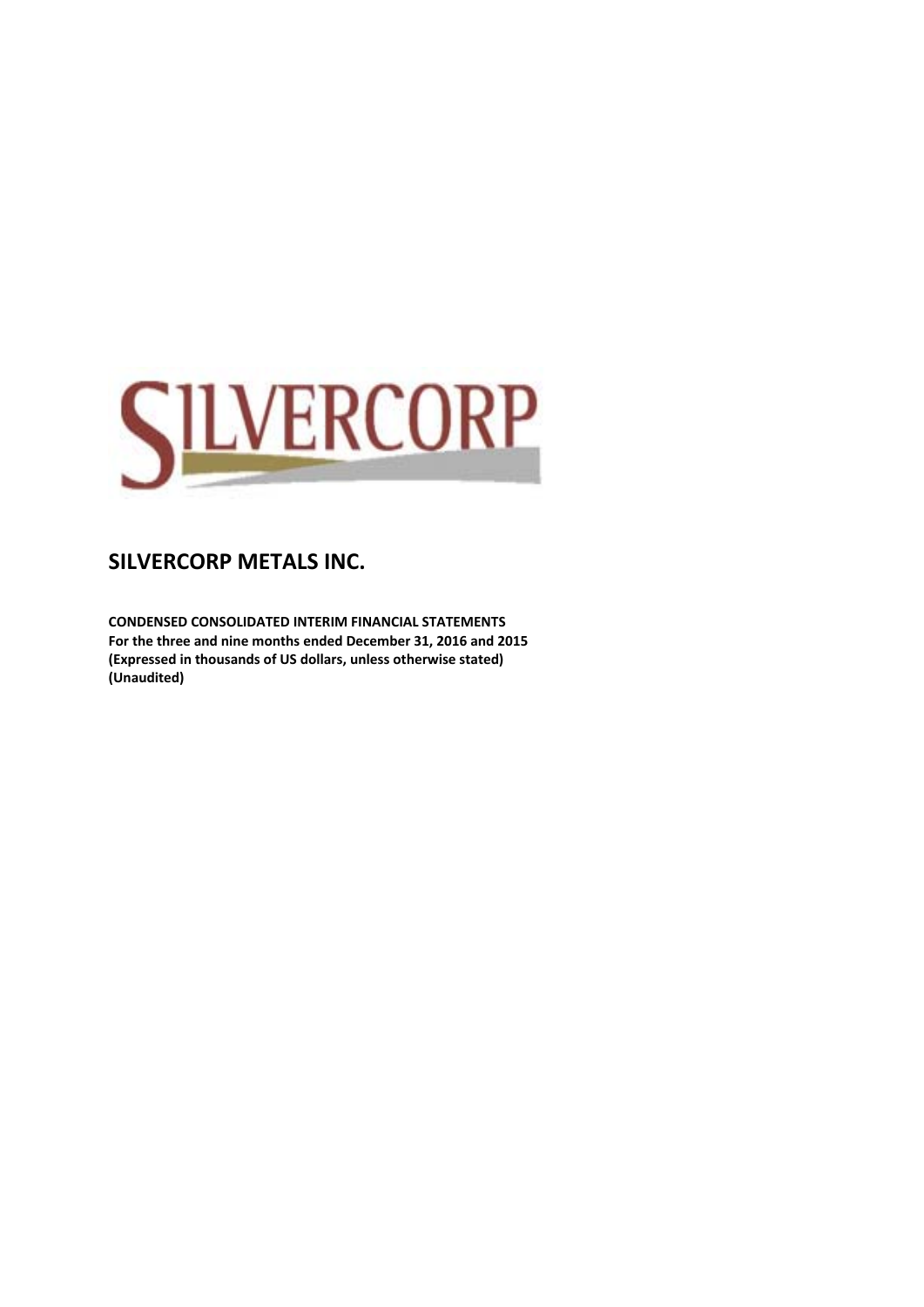SILVERCORP

# SILVERCORP METALS INC.

**CONDENSED CONSOLIDATED INTERIM FINANCIAL STATEMENTS**
**For the three and nine months ended December 31, 2016 and 2015**
**(Expressed in thousands of US dollars, unless otherwise stated)**
**(Unaudited)**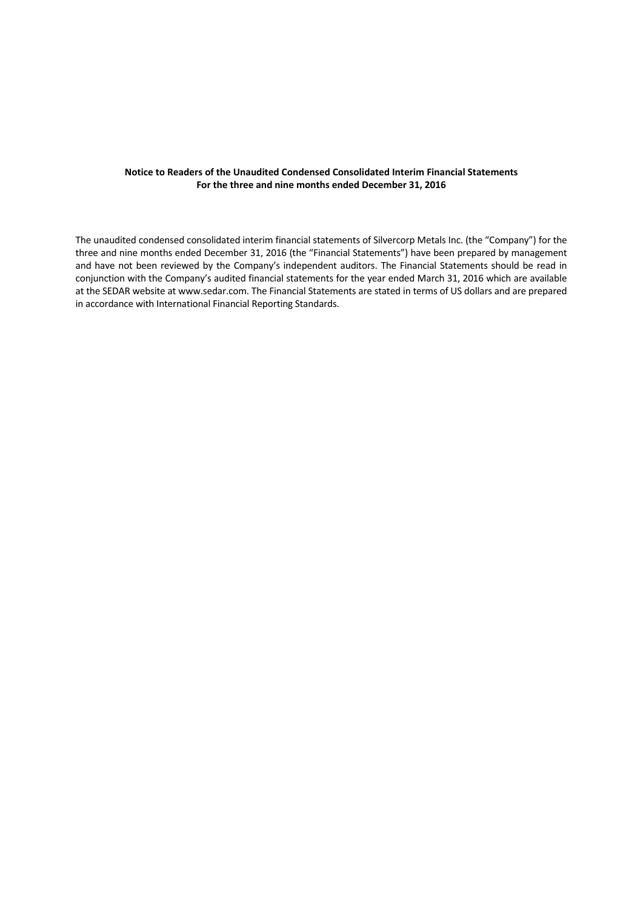**Notice to Readers of the Unaudited Condensed Consolidated Interim Financial Statements**
**For the three and nine months ended December 31, 2016**

The unaudited condensed consolidated interim financial statements of Silvercorp Metals Inc. (the "Company") for the three and nine months ended December 31, 2016 (the "Financial Statements") have been prepared by management and have not been reviewed by the Company's independent auditors. The Financial Statements should be read in conjunction with the Company's audited financial statements for the year ended March 31, 2016 which are available at the SEDAR website at www.sedar.com. The Financial Statements are stated in terms of US dollars and are prepared in accordance with International Financial Reporting Standards.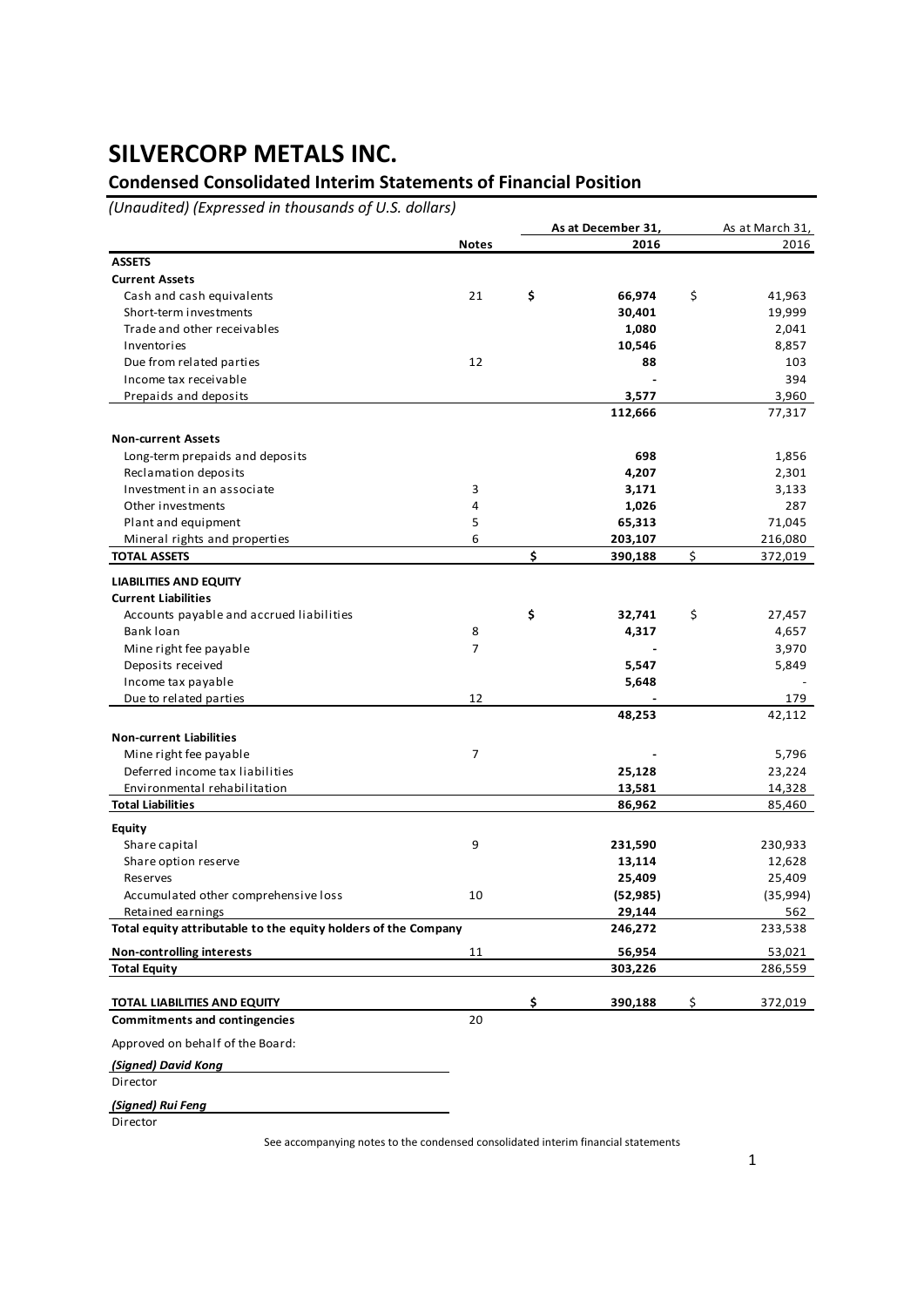# SILVERCORP METALS INC.

## Condensed Consolidated Interim Statements of Financial Position

*(Unaudited) (Expressed in thousands of U.S. dollars)*

| | Notes | As at December 31, 2016 | As at March 31, 2016 |
|---|---|---|---|
| **ASSETS** | | | |
| **Current Assets** | | | |
| Cash and cash equivalents | 21 | $ **66,974** | $ 41,963 |
| Short-term investments | | **30,401** | 19,999 |
| Trade and other receivables | | **1,080** | 2,041 |
| Inventories | | **10,546** | 8,857 |
| Due from related parties | 12 | **88** | 103 |
| Income tax receivable | | **-** | 394 |
| Prepaids and deposits | | **3,577** | 3,960 |
| | | **112,666** | 77,317 |
| **Non-current Assets** | | | |
| Long-term prepaids and deposits | | **698** | 1,856 |
| Reclamation deposits | | **4,207** | 2,301 |
| Investment in an associate | 3 | **3,171** | 3,133 |
| Other investments | 4 | **1,026** | 287 |
| Plant and equipment | 5 | **65,313** | 71,045 |
| Mineral rights and properties | 6 | **203,107** | 216,080 |
| **TOTAL ASSETS** | | $ **390,188** | $ 372,019 |
| **LIABILITIES AND EQUITY** | | | |
| **Current Liabilities** | | | |
| Accounts payable and accrued liabilities | | $ **32,741** | $ 27,457 |
| Bank loan | 8 | **4,317** | 4,657 |
| Mine right fee payable | 7 | **-** | 3,970 |
| Deposits received | | **5,547** | 5,849 |
| Income tax payable | | **5,648** | - |
| Due to related parties | 12 | **-** | 179 |
| | | **48,253** | 42,112 |
| **Non-current Liabilities** | | | |
| Mine right fee payable | 7 | **-** | 5,796 |
| Deferred income tax liabilities | | **25,128** | 23,224 |
| Environmental rehabilitation | | **13,581** | 14,328 |
| **Total Liabilities** | | **86,962** | 85,460 |
| **Equity** | | | |
| Share capital | 9 | **231,590** | 230,933 |
| Share option reserve | | **13,114** | 12,628 |
| Reserves | | **25,409** | 25,409 |
| Accumulated other comprehensive loss | 10 | **(52,985)** | (35,994) |
| Retained earnings | | **29,144** | 562 |
| **Total equity attributable to the equity holders of the Company** | | **246,272** | 233,538 |
| **Non-controlling interests** | 11 | **56,954** | 53,021 |
| **Total Equity** | | **303,226** | 286,559 |
| **TOTAL LIABILITIES AND EQUITY** | | $ **390,188** | $ 372,019 |
| **Commitments and contingencies** | 20 | | |

Approved on behalf of the Board:

***(Signed) David Kong***
Director

***(Signed) Rui Feng***
Director

See accompanying notes to the condensed consolidated interim financial statements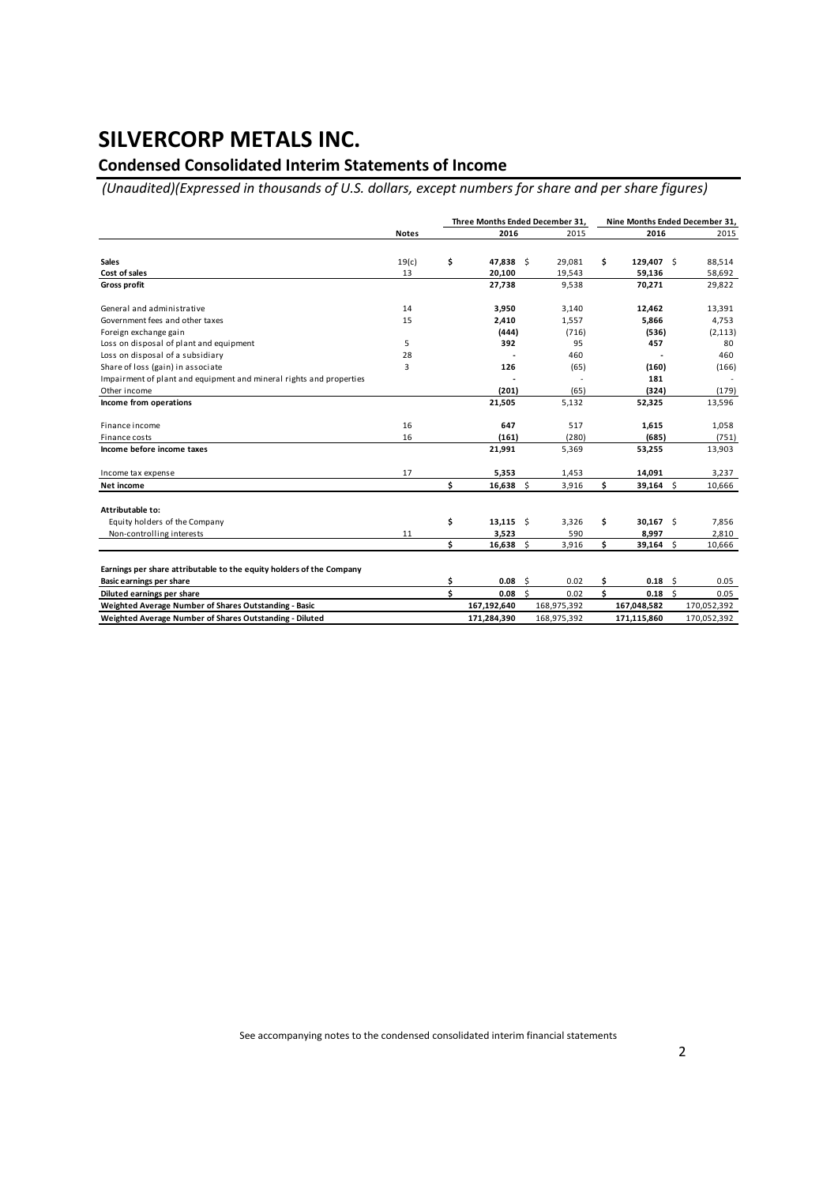# SILVERCORP METALS INC.

## Condensed Consolidated Interim Statements of Income

*(Unaudited)(Expressed in thousands of U.S. dollars, except numbers for share and per share figures)*

| | Notes | Three Months Ended December 31, 2016 | Three Months Ended December 31, 2015 | Nine Months Ended December 31, 2016 | Nine Months Ended December 31, 2015 |
|---|---|---|---|---|---|
| **Sales** | 19(c) | **$ 47,838** | $ 29,081 | **$ 129,407** | $ 88,514 |
| **Cost of sales** | 13 | **20,100** | 19,543 | **59,136** | 58,692 |
| **Gross profit** | | **27,738** | 9,538 | **70,271** | 29,822 |
| General and administrative | 14 | **3,950** | 3,140 | **12,462** | 13,391 |
| Government fees and other taxes | 15 | **2,410** | 1,557 | **5,866** | 4,753 |
| Foreign exchange gain | | **(444)** | (716) | **(536)** | (2,113) |
| Loss on disposal of plant and equipment | 5 | **392** | 95 | **457** | 80 |
| Loss on disposal of a subsidiary | 28 | **-** | 460 | **-** | 460 |
| Share of loss (gain) in associate | 3 | **126** | (65) | **(160)** | (166) |
| Impairment of plant and equipment and mineral rights and properties | | **-** | - | **181** | - |
| Other income | | **(201)** | (65) | **(324)** | (179) |
| **Income from operations** | | **21,505** | 5,132 | **52,325** | 13,596 |
| Finance income | 16 | **647** | 517 | **1,615** | 1,058 |
| Finance costs | 16 | **(161)** | (280) | **(685)** | (751) |
| **Income before income taxes** | | **21,991** | 5,369 | **53,255** | 13,903 |
| Income tax expense | 17 | **5,353** | 1,453 | **14,091** | 3,237 |
| **Net income** | | **$ 16,638** | $ 3,916 | **$ 39,164** | $ 10,666 |
| **Attributable to:** | | | | | |
| Equity holders of the Company | | **$ 13,115** | $ 3,326 | **$ 30,167** | $ 7,856 |
| Non-controlling interests | 11 | **3,523** | 590 | **8,997** | 2,810 |
| | | **$ 16,638** | $ 3,916 | **$ 39,164** | $ 10,666 |
| **Earnings per share attributable to the equity holders of the Company** | | | | | |
| **Basic earnings per share** | | **$ 0.08** | $ 0.02 | **$ 0.18** | $ 0.05 |
| **Diluted earnings per share** | | **$ 0.08** | $ 0.02 | **$ 0.18** | $ 0.05 |
| **Weighted Average Number of Shares Outstanding - Basic** | | **167,192,640** | 168,975,392 | **167,048,582** | 170,052,392 |
| **Weighted Average Number of Shares Outstanding - Diluted** | | **171,284,390** | 168,975,392 | **171,115,860** | 170,052,392 |

See accompanying notes to the condensed consolidated interim financial statements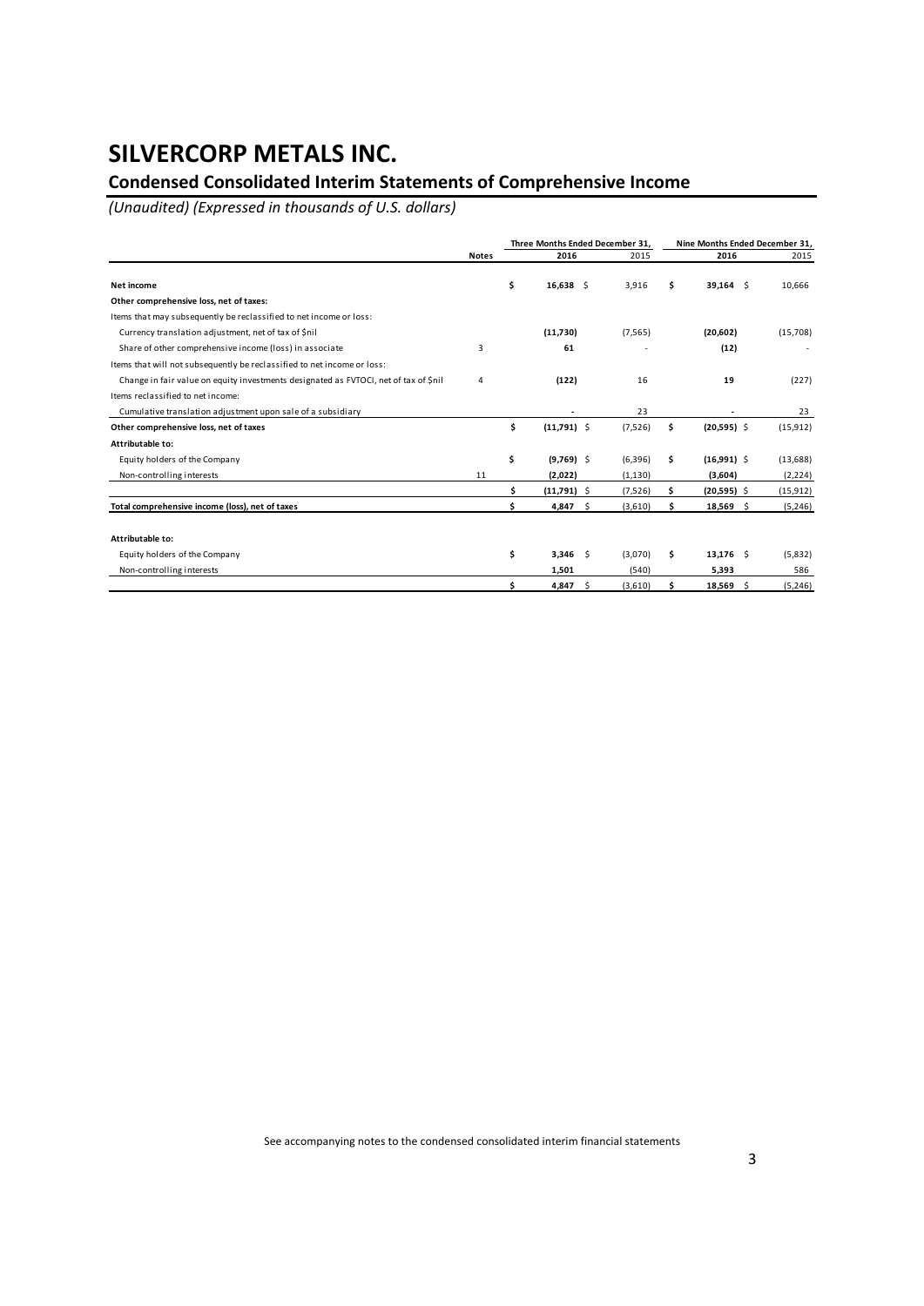# SILVERCORP METALS INC.

## Condensed Consolidated Interim Statements of Comprehensive Income

*(Unaudited) (Expressed in thousands of U.S. dollars)*

| | Notes | Three Months Ended December 31, | | Nine Months Ended December 31, | |
|---|---|---|---|---|---|
| | | **2016** | 2015 | **2016** | 2015 |
| **Net income** | | **$ 16,638** | $ 3,916 | **$ 39,164** | $ 10,666 |
| **Other comprehensive loss, net of taxes:** | | | | | |
| Items that may subsequently be reclassified to net income or loss: | | | | | |
| Currency translation adjustment, net of tax of $nil | | **(11,730)** | (7,565) | **(20,602)** | (15,708) |
| Share of other comprehensive income (loss) in associate | 3 | **61** | - | **(12)** | - |
| Items that will not subsequently be reclassified to net income or loss: | | | | | |
| Change in fair value on equity investments designated as FVTOCI, net of tax of $nil | 4 | **(122)** | 16 | **19** | (227) |
| Items reclassified to net income: | | | | | |
| Cumulative translation adjustment upon sale of a subsidiary | | **-** | 23 | **-** | 23 |
| **Other comprehensive loss, net of taxes** | | **$ (11,791)** | $ (7,526) | **$ (20,595)** | $ (15,912) |
| **Attributable to:** | | | | | |
| Equity holders of the Company | | **$ (9,769)** | $ (6,396) | **$ (16,991)** | $ (13,688) |
| Non-controlling interests | 11 | **(2,022)** | (1,130) | **(3,604)** | (2,224) |
| | | **$ (11,791)** | $ (7,526) | **$ (20,595)** | $ (15,912) |
| **Total comprehensive income (loss), net of taxes** | | **$ 4,847** | $ (3,610) | **$ 18,569** | $ (5,246) |
| | | | | | |
| **Attributable to:** | | | | | |
| Equity holders of the Company | | **$ 3,346** | $ (3,070) | **$ 13,176** | $ (5,832) |
| Non-controlling interests | | **1,501** | (540) | **5,393** | 586 |
| | | **$ 4,847** | $ (3,610) | **$ 18,569** | $ (5,246) |

See accompanying notes to the condensed consolidated interim financial statements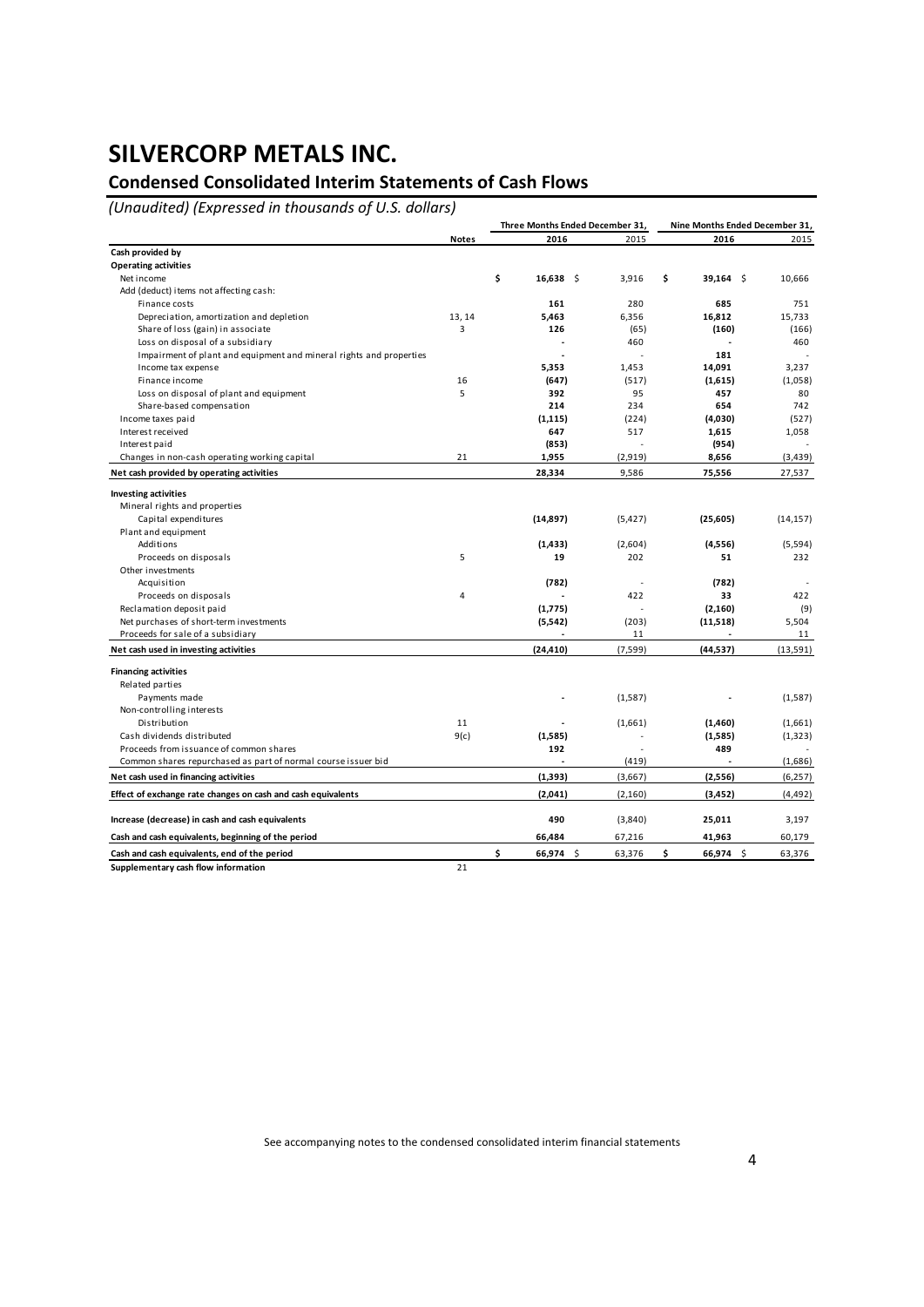# SILVERCORP METALS INC.

## Condensed Consolidated Interim Statements of Cash Flows

*(Unaudited) (Expressed in thousands of U.S. dollars)*

| | Notes | Three Months Ended December 31, 2016 | Three Months Ended December 31, 2015 | Nine Months Ended December 31, 2016 | Nine Months Ended December 31, 2015 |
|---|---|---|---|---|---|
| **Cash provided by** | | | | | |
| **Operating activities** | | | | | |
| Net income | | **$ 16,638** | $ 3,916 | **$ 39,164** | $ 10,666 |
| Add (deduct) items not affecting cash: | | | | | |
| Finance costs | | **161** | 280 | **685** | 751 |
| Depreciation, amortization and depletion | 13, 14 | **5,463** | 6,356 | **16,812** | 15,733 |
| Share of loss (gain) in associate | 3 | **126** | (65) | **(160)** | (166) |
| Loss on disposal of a subsidiary | | **-** | 460 | **-** | 460 |
| Impairment of plant and equipment and mineral rights and properties | | **-** | - | **181** | - |
| Income tax expense | | **5,353** | 1,453 | **14,091** | 3,237 |
| Finance income | 16 | **(647)** | (517) | **(1,615)** | (1,058) |
| Loss on disposal of plant and equipment | 5 | **392** | 95 | **457** | 80 |
| Share-based compensation | | **214** | 234 | **654** | 742 |
| Income taxes paid | | **(1,115)** | (224) | **(4,030)** | (527) |
| Interest received | | **647** | 517 | **1,615** | 1,058 |
| Interest paid | | **(853)** | - | **(954)** | - |
| Changes in non-cash operating working capital | 21 | **1,955** | (2,919) | **8,656** | (3,439) |
| **Net cash provided by operating activities** | | **28,334** | 9,586 | **75,556** | 27,537 |
| **Investing activities** | | | | | |
| Mineral rights and properties | | | | | |
| Capital expenditures | | **(14,897)** | (5,427) | **(25,605)** | (14,157) |
| Plant and equipment | | | | | |
| Additions | | **(1,433)** | (2,604) | **(4,556)** | (5,594) |
| Proceeds on disposals | 5 | **19** | 202 | **51** | 232 |
| Other investments | | | | | |
| Acquisition | | **(782)** | - | **(782)** | - |
| Proceeds on disposals | 4 | **-** | 422 | **33** | 422 |
| Reclamation deposit paid | | **(1,775)** | - | **(2,160)** | (9) |
| Net purchases of short-term investments | | **(5,542)** | (203) | **(11,518)** | 5,504 |
| Proceeds for sale of a subsidiary | | **-** | 11 | **-** | 11 |
| **Net cash used in investing activities** | | **(24,410)** | (7,599) | **(44,537)** | (13,591) |
| **Financing activities** | | | | | |
| Related parties | | | | | |
| Payments made | | **-** | (1,587) | **-** | (1,587) |
| Non-controlling interests | | | | | |
| Distribution | 11 | **-** | (1,661) | **(1,460)** | (1,661) |
| Cash dividends distributed | 9(c) | **(1,585)** | - | **(1,585)** | (1,323) |
| Proceeds from issuance of common shares | | **192** | - | **489** | - |
| Common shares repurchased as part of normal course issuer bid | | **-** | (419) | **-** | (1,686) |
| **Net cash used in financing activities** | | **(1,393)** | (3,667) | **(2,556)** | (6,257) |
| **Effect of exchange rate changes on cash and cash equivalents** | | **(2,041)** | (2,160) | **(3,452)** | (4,492) |
| **Increase (decrease) in cash and cash equivalents** | | **490** | (3,840) | **25,011** | 3,197 |
| **Cash and cash equivalents, beginning of the period** | | **66,484** | 67,216 | **41,963** | 60,179 |
| **Cash and cash equivalents, end of the period** | | **$ 66,974** | $ 63,376 | **$ 66,974** | $ 63,376 |
| **Supplementary cash flow information** | 21 | | | | |

See accompanying notes to the condensed consolidated interim financial statements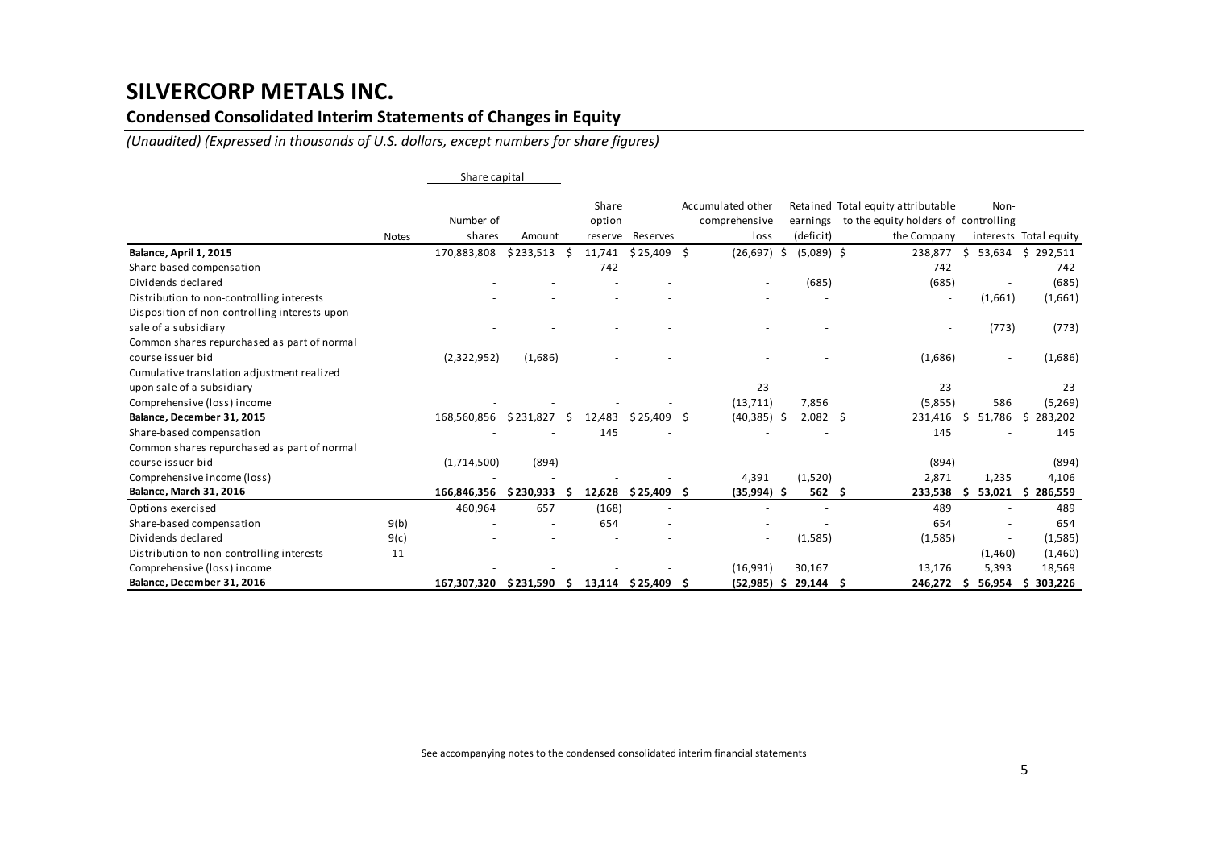# SILVERCORP METALS INC.

## Condensed Consolidated Interim Statements of Changes in Equity

*(Unaudited) (Expressed in thousands of U.S. dollars, except numbers for share figures)*

| | Notes | Share capital | | Share option reserve | Reserves | Accumulated other comprehensive loss | Retained earnings (deficit) | Total equity attributable to the equity holders of the Company | Non-controlling interests | Total equity |
|---|---|---|---|---|---|---|---|---|---|---|
| | | Number of shares | Amount | | | | | | | |
| **Balance, April 1, 2015** | | 170,883,808 | $ 233,513 | $ 11,741 | $ 25,409 | $ (26,697) | $ (5,089) | $ 238,877 | $ 53,634 | $ 292,511 |
| Share-based compensation | | - | - | 742 | - | - | - | 742 | - | 742 |
| Dividends declared | | - | - | - | - | - | (685) | (685) | - | (685) |
| Distribution to non-controlling interests | | - | - | - | - | - | - | - | (1,661) | (1,661) |
| Disposition of non-controlling interests upon sale of a subsidiary | | - | - | - | - | - | - | - | (773) | (773) |
| Common shares repurchased as part of normal course issuer bid | | (2,322,952) | (1,686) | - | - | - | - | (1,686) | - | (1,686) |
| Cumulative translation adjustment realized upon sale of a subsidiary | | - | - | - | - | 23 | - | 23 | - | 23 |
| Comprehensive (loss) income | | - | - | - | - | (13,711) | 7,856 | (5,855) | 586 | (5,269) |
| **Balance, December 31, 2015** | | 168,560,856 | $ 231,827 | $ 12,483 | $ 25,409 | $ (40,385) | $ 2,082 | $ 231,416 | $ 51,786 | $ 283,202 |
| Share-based compensation | | - | - | 145 | - | - | - | 145 | - | 145 |
| Common shares repurchased as part of normal course issuer bid | | (1,714,500) | (894) | - | - | - | - | (894) | - | (894) |
| Comprehensive income (loss) | | - | - | - | - | 4,391 | (1,520) | 2,871 | 1,235 | 4,106 |
| **Balance, March 31, 2016** | | **166,846,356** | **$ 230,933** | **$ 12,628** | **$ 25,409** | **$ (35,994)** | **$ 562** | **$ 233,538** | **$ 53,021** | **$ 286,559** |
| Options exercised | | 460,964 | 657 | (168) | - | - | - | 489 | - | 489 |
| Share-based compensation | 9(b) | - | - | 654 | - | - | - | 654 | - | 654 |
| Dividends declared | 9(c) | - | - | - | - | - | (1,585) | (1,585) | - | (1,585) |
| Distribution to non-controlling interests | 11 | - | - | - | - | - | - | - | (1,460) | (1,460) |
| Comprehensive (loss) income | | - | - | - | - | (16,991) | 30,167 | 13,176 | 5,393 | 18,569 |
| **Balance, December 31, 2016** | | **167,307,320** | **$ 231,590** | **$ 13,114** | **$ 25,409** | **$ (52,985)** | **$ 29,144** | **$ 246,272** | **$ 56,954** | **$ 303,226** |

See accompanying notes to the condensed consolidated interim financial statements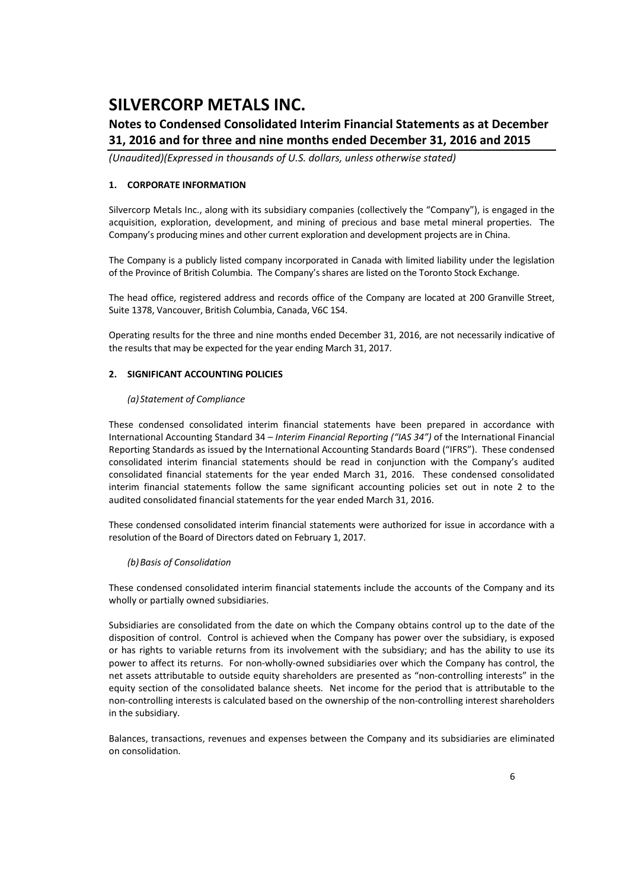# SILVERCORP METALS INC.

## Notes to Condensed Consolidated Interim Financial Statements as at December 31, 2016 and for three and nine months ended December 31, 2016 and 2015

*(Unaudited)(Expressed in thousands of U.S. dollars, unless otherwise stated)*

### 1. CORPORATE INFORMATION

Silvercorp Metals Inc., along with its subsidiary companies (collectively the "Company"), is engaged in the acquisition, exploration, development, and mining of precious and base metal mineral properties. The Company's producing mines and other current exploration and development projects are in China.

The Company is a publicly listed company incorporated in Canada with limited liability under the legislation of the Province of British Columbia. The Company's shares are listed on the Toronto Stock Exchange.

The head office, registered address and records office of the Company are located at 200 Granville Street, Suite 1378, Vancouver, British Columbia, Canada, V6C 1S4.

Operating results for the three and nine months ended December 31, 2016, are not necessarily indicative of the results that may be expected for the year ending March 31, 2017.

### 2. SIGNIFICANT ACCOUNTING POLICIES

*(a) Statement of Compliance*

These condensed consolidated interim financial statements have been prepared in accordance with International Accounting Standard 34 – *Interim Financial Reporting ("IAS 34")* of the International Financial Reporting Standards as issued by the International Accounting Standards Board ("IFRS"). These condensed consolidated interim financial statements should be read in conjunction with the Company's audited consolidated financial statements for the year ended March 31, 2016. These condensed consolidated interim financial statements follow the same significant accounting policies set out in note 2 to the audited consolidated financial statements for the year ended March 31, 2016.

These condensed consolidated interim financial statements were authorized for issue in accordance with a resolution of the Board of Directors dated on February 1, 2017.

*(b) Basis of Consolidation*

These condensed consolidated interim financial statements include the accounts of the Company and its wholly or partially owned subsidiaries.

Subsidiaries are consolidated from the date on which the Company obtains control up to the date of the disposition of control. Control is achieved when the Company has power over the subsidiary, is exposed or has rights to variable returns from its involvement with the subsidiary; and has the ability to use its power to affect its returns. For non-wholly-owned subsidiaries over which the Company has control, the net assets attributable to outside equity shareholders are presented as "non-controlling interests" in the equity section of the consolidated balance sheets. Net income for the period that is attributable to the non-controlling interests is calculated based on the ownership of the non-controlling interest shareholders in the subsidiary.

Balances, transactions, revenues and expenses between the Company and its subsidiaries are eliminated on consolidation.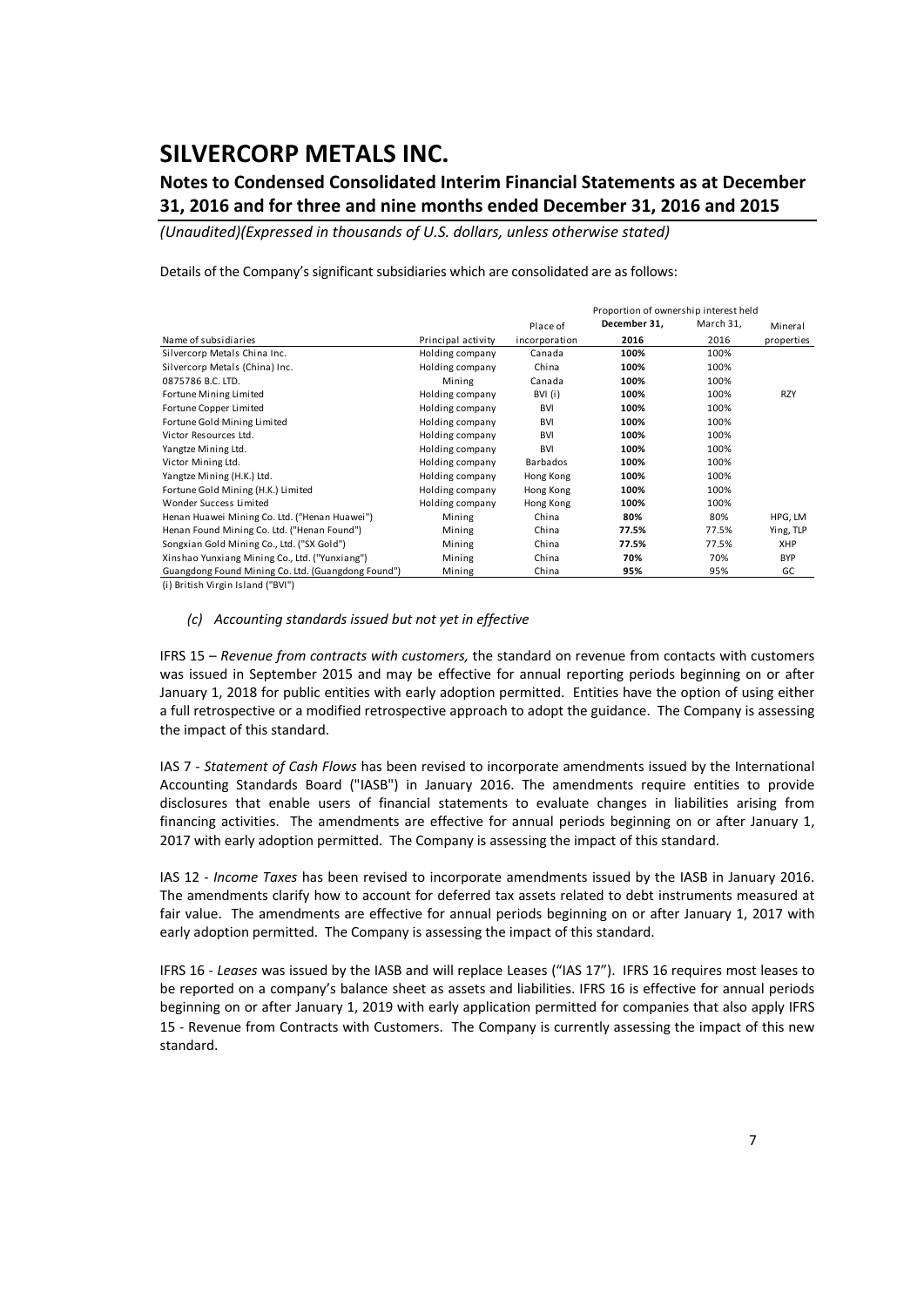Details of the Company's significant subsidiaries which are consolidated are as follows:

| Name of subsidiaries | Principal activity | Place of incorporation | Proportion of ownership interest held December 31, 2016 | March 31, 2016 | Mineral properties |
|---|---|---|---|---|---|
| Silvercorp Metals China Inc. | Holding company | Canada | **100%** | 100% | |
| Silvercorp Metals (China) Inc. | Holding company | China | **100%** | 100% | |
| 0875786 B.C. LTD. | Mining | Canada | **100%** | 100% | |
| Fortune Mining Limited | Holding company | BVI (i) | **100%** | 100% | RZY |
| Fortune Copper Limited | Holding company | BVI | **100%** | 100% | |
| Fortune Gold Mining Limited | Holding company | BVI | **100%** | 100% | |
| Victor Resources Ltd. | Holding company | BVI | **100%** | 100% | |
| Yangtze Mining Ltd. | Holding company | BVI | **100%** | 100% | |
| Victor Mining Ltd. | Holding company | Barbados | **100%** | 100% | |
| Yangtze Mining (H.K.) Ltd. | Holding company | Hong Kong | **100%** | 100% | |
| Fortune Gold Mining (H.K.) Limited | Holding company | Hong Kong | **100%** | 100% | |
| Wonder Success Limited | Holding company | Hong Kong | **100%** | 100% | |
| Henan Huawei Mining Co. Ltd. ("Henan Huawei") | Mining | China | **80%** | 80% | HPG, LM |
| Henan Found Mining Co. Ltd. ("Henan Found") | Mining | China | **77.5%** | 77.5% | Ying, TLP |
| Songxian Gold Mining Co., Ltd. ("SX Gold") | Mining | China | **77.5%** | 77.5% | XHP |
| Xinshao Yunxiang Mining Co., Ltd. ("Yunxiang") | Mining | China | **70%** | 70% | BYP |
| Guangdong Found Mining Co. Ltd. (Guangdong Found") | Mining | China | **95%** | 95% | GC |

(i) British Virgin Island ("BVI")

*(c) Accounting standards issued but not yet in effective*

IFRS 15 – *Revenue from contracts with customers,* the standard on revenue from contacts with customers was issued in September 2015 and may be effective for annual reporting periods beginning on or after January 1, 2018 for public entities with early adoption permitted. Entities have the option of using either a full retrospective or a modified retrospective approach to adopt the guidance. The Company is assessing the impact of this standard.

IAS 7 - *Statement of Cash Flows* has been revised to incorporate amendments issued by the International Accounting Standards Board ("IASB") in January 2016. The amendments require entities to provide disclosures that enable users of financial statements to evaluate changes in liabilities arising from financing activities. The amendments are effective for annual periods beginning on or after January 1, 2017 with early adoption permitted. The Company is assessing the impact of this standard.

IAS 12 - *Income Taxes* has been revised to incorporate amendments issued by the IASB in January 2016. The amendments clarify how to account for deferred tax assets related to debt instruments measured at fair value. The amendments are effective for annual periods beginning on or after January 1, 2017 with early adoption permitted. The Company is assessing the impact of this standard.

IFRS 16 - *Leases* was issued by the IASB and will replace Leases ("IAS 17"). IFRS 16 requires most leases to be reported on a company's balance sheet as assets and liabilities. IFRS 16 is effective for annual periods beginning on or after January 1, 2019 with early application permitted for companies that also apply IFRS 15 - Revenue from Contracts with Customers. The Company is currently assessing the impact of this new standard.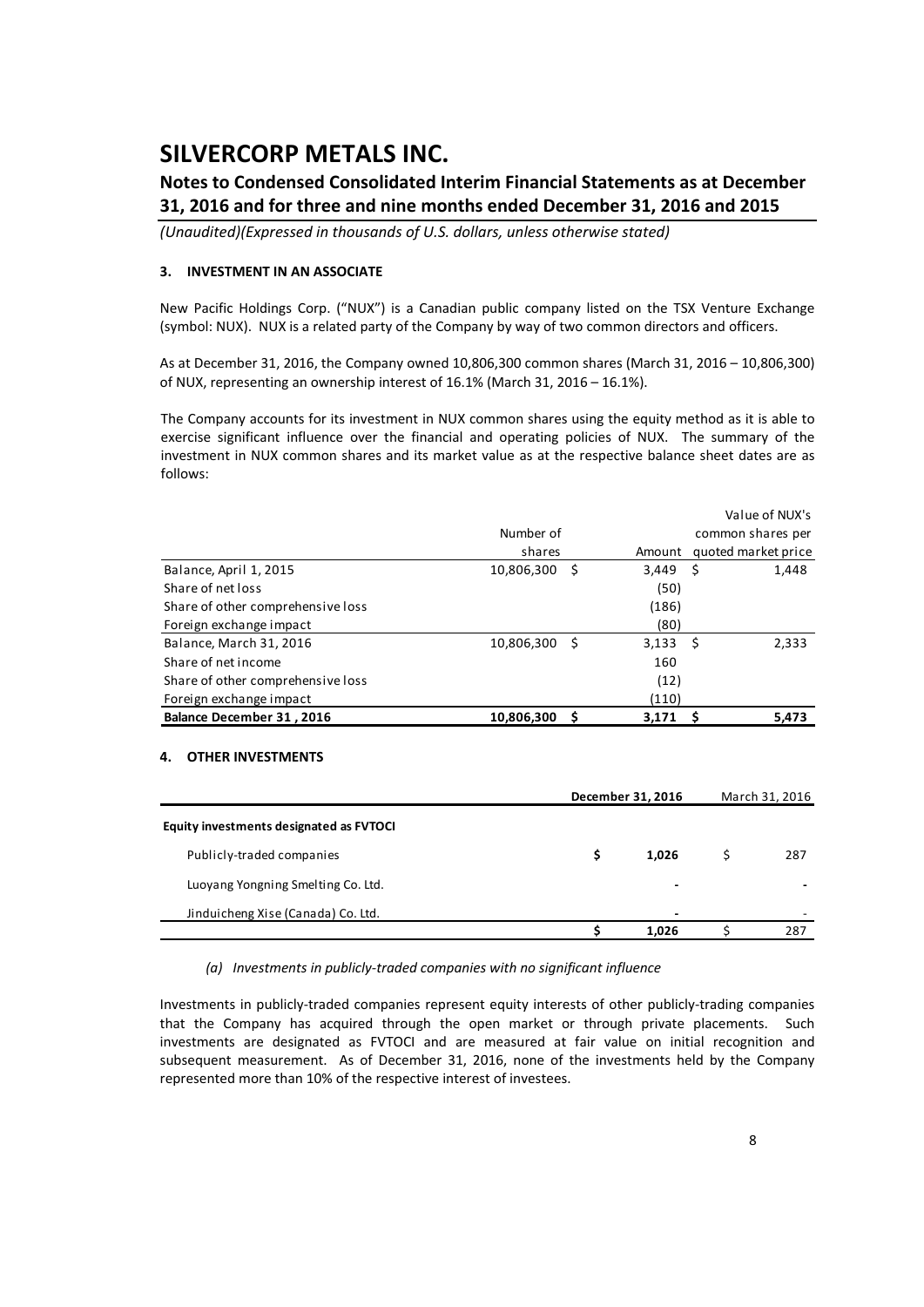# SILVERCORP METALS INC.

## Notes to Condensed Consolidated Interim Financial Statements as at December 31, 2016 and for three and nine months ended December 31, 2016 and 2015

*(Unaudited)(Expressed in thousands of U.S. dollars, unless otherwise stated)*

### 3. INVESTMENT IN AN ASSOCIATE

New Pacific Holdings Corp. ("NUX") is a Canadian public company listed on the TSX Venture Exchange (symbol: NUX). NUX is a related party of the Company by way of two common directors and officers.

As at December 31, 2016, the Company owned 10,806,300 common shares (March 31, 2016 – 10,806,300) of NUX, representing an ownership interest of 16.1% (March 31, 2016 – 16.1%).

The Company accounts for its investment in NUX common shares using the equity method as it is able to exercise significant influence over the financial and operating policies of NUX. The summary of the investment in NUX common shares and its market value as at the respective balance sheet dates are as follows:

| | Number of shares | Amount | Value of NUX's common shares per quoted market price |
|---|---|---|---|
| Balance, April 1, 2015 | 10,806,300 | $ 3,449 | $ 1,448 |
| Share of net loss | | (50) | |
| Share of other comprehensive loss | | (186) | |
| Foreign exchange impact | | (80) | |
| Balance, March 31, 2016 | 10,806,300 | $ 3,133 | $ 2,333 |
| Share of net income | | 160 | |
| Share of other comprehensive loss | | (12) | |
| Foreign exchange impact | | (110) | |
| **Balance December 31 , 2016** | **10,806,300** | **$ 3,171** | **$ 5,473** |

### 4. OTHER INVESTMENTS

| | **December 31, 2016** | March 31, 2016 |
|---|---|---|
| **Equity investments designated as FVTOCI** | | |
| Publicly-traded companies | **$ 1,026** | $ 287 |
| Luoyang Yongning Smelting Co. Ltd. | **-** | - |
| Jinduicheng Xise (Canada) Co. Ltd. | **-** | - |
| | **$ 1,026** | $ 287 |

*(a) Investments in publicly-traded companies with no significant influence*

Investments in publicly-traded companies represent equity interests of other publicly-trading companies that the Company has acquired through the open market or through private placements. Such investments are designated as FVTOCI and are measured at fair value on initial recognition and subsequent measurement. As of December 31, 2016, none of the investments held by the Company represented more than 10% of the respective interest of investees.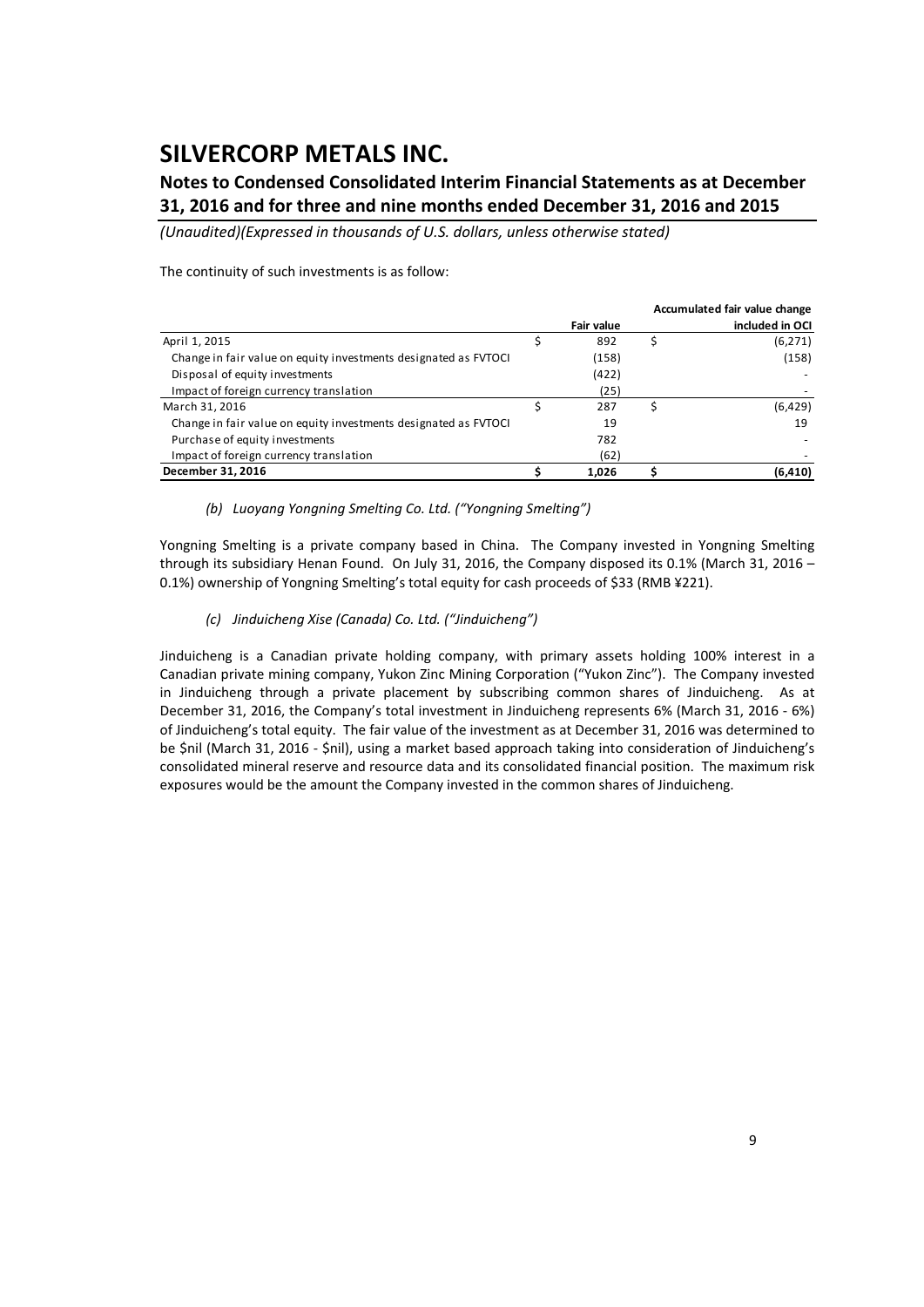The continuity of such investments is as follow:

| | Fair value | Accumulated fair value change included in OCI |
|---|---|---|
| April 1, 2015 | $ 892 | $ (6,271) |
| Change in fair value on equity investments designated as FVTOCI | (158) | (158) |
| Disposal of equity investments | (422) | - |
| Impact of foreign currency translation | (25) | - |
| March 31, 2016 | $ 287 | $ (6,429) |
| Change in fair value on equity investments designated as FVTOCI | 19 | 19 |
| Purchase of equity investments | 782 | - |
| Impact of foreign currency translation | (62) | - |
| **December 31, 2016** | **$ 1,026** | **$ (6,410)** |

*(b) Luoyang Yongning Smelting Co. Ltd. ("Yongning Smelting")*

Yongning Smelting is a private company based in China. The Company invested in Yongning Smelting through its subsidiary Henan Found. On July 31, 2016, the Company disposed its 0.1% (March 31, 2016 – 0.1%) ownership of Yongning Smelting's total equity for cash proceeds of $33 (RMB ¥221).

*(c) Jinduicheng Xise (Canada) Co. Ltd. ("Jinduicheng")*

Jinduicheng is a Canadian private holding company, with primary assets holding 100% interest in a Canadian private mining company, Yukon Zinc Mining Corporation ("Yukon Zinc"). The Company invested in Jinduicheng through a private placement by subscribing common shares of Jinduicheng. As at December 31, 2016, the Company's total investment in Jinduicheng represents 6% (March 31, 2016 - 6%) of Jinduicheng's total equity. The fair value of the investment as at December 31, 2016 was determined to be $nil (March 31, 2016 - $nil), using a market based approach taking into consideration of Jinduicheng's consolidated mineral reserve and resource data and its consolidated financial position. The maximum risk exposures would be the amount the Company invested in the common shares of Jinduicheng.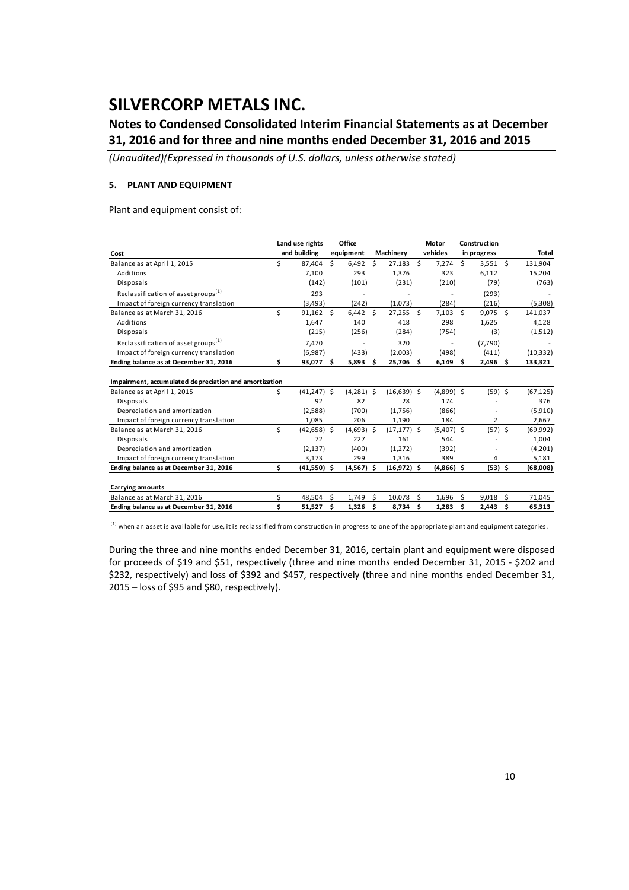# SILVERCORP METALS INC.

## Notes to Condensed Consolidated Interim Financial Statements as at December 31, 2016 and for three and nine months ended December 31, 2016 and 2015

*(Unaudited)(Expressed in thousands of U.S. dollars, unless otherwise stated)*

### 5. PLANT AND EQUIPMENT

Plant and equipment consist of:

| Cost | Land use rights and building | Office equipment | Machinery | Motor vehicles | Construction in progress | Total |
|---|---|---|---|---|---|---|
| Balance as at April 1, 2015 | $ 87,404 | $ 6,492 | $ 27,183 | $ 7,274 | $ 3,551 | $ 131,904 |
| Additions | 7,100 | 293 | 1,376 | 323 | 6,112 | 15,204 |
| Disposals | (142) | (101) | (231) | (210) | (79) | (763) |
| Reclassification of asset groups[(1)] | 293 | - | - | - | (293) | - |
| Impact of foreign currency translation | (3,493) | (242) | (1,073) | (284) | (216) | (5,308) |
| Balance as at March 31, 2016 | $ 91,162 | $ 6,442 | $ 27,255 | $ 7,103 | $ 9,075 | $ 141,037 |
| Additions | 1,647 | 140 | 418 | 298 | 1,625 | 4,128 |
| Disposals | (215) | (256) | (284) | (754) | (3) | (1,512) |
| Reclassification of asset groups[(1)] | 7,470 | - | 320 | - | (7,790) | - |
| Impact of foreign currency translation | (6,987) | (433) | (2,003) | (498) | (411) | (10,332) |
| **Ending balance as at December 31, 2016** | **$ 93,077** | **$ 5,893** | **$ 25,706** | **$ 6,149** | **$ 2,496** | **$ 133,321** |
| **Impairment, accumulated depreciation and amortization** | | | | | | |
| Balance as at April 1, 2015 | $ (41,247) | $ (4,281) | $ (16,639) | $ (4,899) | $ (59) | $ (67,125) |
| Disposals | 92 | 82 | 28 | 174 | - | 376 |
| Depreciation and amortization | (2,588) | (700) | (1,756) | (866) | - | (5,910) |
| Impact of foreign currency translation | 1,085 | 206 | 1,190 | 184 | 2 | 2,667 |
| Balance as at March 31, 2016 | $ (42,658) | $ (4,693) | $ (17,177) | $ (5,407) | $ (57) | $ (69,992) |
| Disposals | 72 | 227 | 161 | 544 | - | 1,004 |
| Depreciation and amortization | (2,137) | (400) | (1,272) | (392) | - | (4,201) |
| Impact of foreign currency translation | 3,173 | 299 | 1,316 | 389 | 4 | 5,181 |
| **Ending balance as at December 31, 2016** | **$ (41,550)** | **$ (4,567)** | **$ (16,972)** | **$ (4,866)** | **$ (53)** | **$ (68,008)** |
| **Carrying amounts** | | | | | | |
| Balance as at March 31, 2016 | $ 48,504 | $ 1,749 | $ 10,078 | $ 1,696 | $ 9,018 | $ 71,045 |
| **Ending balance as at December 31, 2016** | **$ 51,527** | **$ 1,326** | **$ 8,734** | **$ 1,283** | **$ 2,443** | **$ 65,313** |

[(1)] when an asset is available for use, it is reclassified from construction in progress to one of the appropriate plant and equipment categories.

During the three and nine months ended December 31, 2016, certain plant and equipment were disposed for proceeds of $19 and $51, respectively (three and nine months ended December 31, 2015 - $202 and $232, respectively) and loss of $392 and $457, respectively (three and nine months ended December 31, 2015 – loss of $95 and $80, respectively).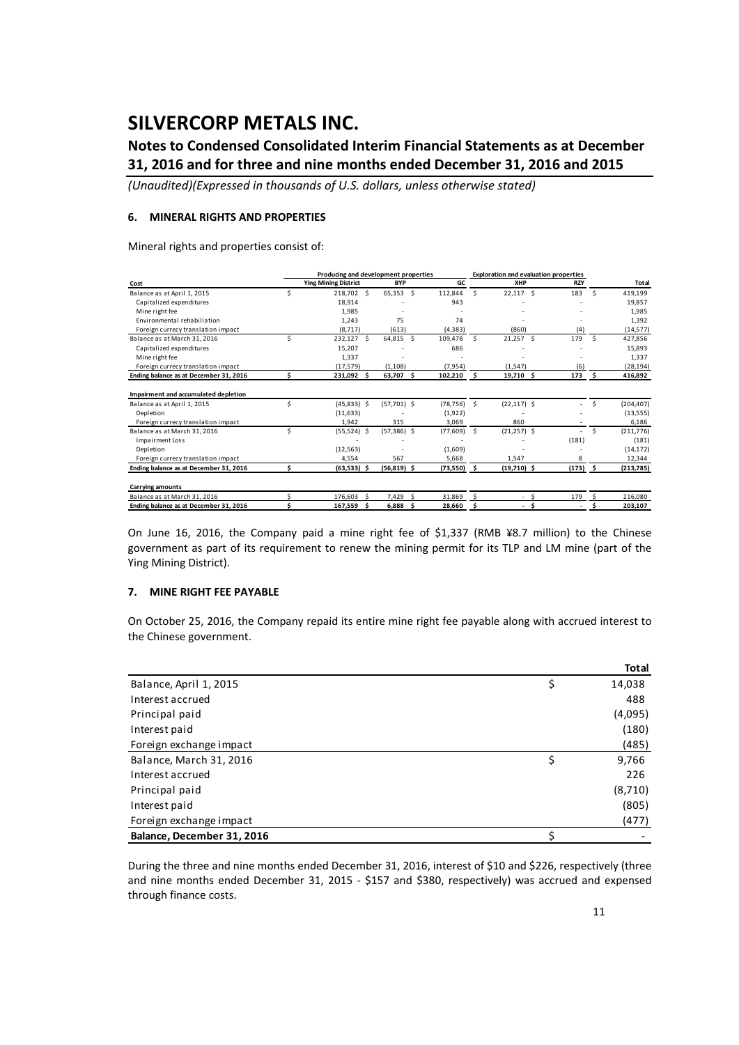# SILVERCORP METALS INC.

## Notes to Condensed Consolidated Interim Financial Statements as at December 31, 2016 and for three and nine months ended December 31, 2016 and 2015

*(Unaudited)(Expressed in thousands of U.S. dollars, unless otherwise stated)*

### 6. MINERAL RIGHTS AND PROPERTIES

Mineral rights and properties consist of:

| | Producing and development properties | | | Exploration and evaluation properties | | |
|---|---|---|---|---|---|---|
| **Cost** | **Ying Mining District** | **BYP** | **GC** | **XHP** | **RZY** | **Total** |
| Balance as at April 1, 2015 | $ 218,702 | $ 65,353 | $ 112,844 | $ 22,117 | $ 183 | $ 419,199 |
| Capitalized expenditures | 18,914 | - | 943 | - | - | 19,857 |
| Mine right fee | 1,985 | - | - | - | - | 1,985 |
| Environmental rehabiliation | 1,243 | 75 | 74 | - | - | 1,392 |
| Foreign currecy translation impact | (8,717) | (613) | (4,383) | (860) | (4) | (14,577) |
| Balance as at March 31, 2016 | $ 232,127 | $ 64,815 | $ 109,478 | $ 21,257 | $ 179 | $ 427,856 |
| Capitalized expenditures | 15,207 | - | 686 | - | - | 15,893 |
| Mine right fee | 1,337 | - | - | - | - | 1,337 |
| Foreign currecy translation impact | (17,579) | (1,108) | (7,954) | (1,547) | (6) | (28,194) |
| **Ending balance as at December 31, 2016** | **$ 231,092** | **$ 63,707** | **$ 102,210** | **$ 19,710** | **$ 173** | **$ 416,892** |
| **Impairment and accumulated depletion** | | | | | | |
| Balance as at April 1, 2015 | $ (45,833) | $ (57,701) | $ (78,756) | $ (22,117) | $ - | $ (204,407) |
| Depletion | (11,633) | - | (1,922) | - | - | (13,555) |
| Foreign currecy translation impact | 1,942 | 315 | 3,069 | 860 | - | 6,186 |
| Balance as at March 31, 2016 | $ (55,524) | $ (57,386) | $ (77,609) | $ (21,257) | $ - | $ (211,776) |
| Impairment Loss | - | - | - | - | (181) | (181) |
| Depletion | (12,563) | - | (1,609) | - | - | (14,172) |
| Foreign currecy translation impact | 4,554 | 567 | 5,668 | 1,547 | 8 | 12,344 |
| **Ending balance as at December 31, 2016** | **$ (63,533)** | **$ (56,819)** | **$ (73,550)** | **$ (19,710)** | **$ (173)** | **$ (213,785)** |
| **Carrying amounts** | | | | | | |
| Balance as at March 31, 2016 | $ 176,603 | $ 7,429 | $ 31,869 | $ - | $ 179 | $ 216,080 |
| **Ending balance as at December 31, 2016** | **$ 167,559** | **$ 6,888** | **$ 28,660** | **$ -** | **$ -** | **$ 203,107** |

On June 16, 2016, the Company paid a mine right fee of $1,337 (RMB ¥8.7 million) to the Chinese government as part of its requirement to renew the mining permit for its TLP and LM mine (part of the Ying Mining District).

### 7. MINE RIGHT FEE PAYABLE

On October 25, 2016, the Company repaid its entire mine right fee payable along with accrued interest to the Chinese government.

| | **Total** |
|---|---|
| Balance, April 1, 2015 | $ 14,038 |
| Interest accrued | 488 |
| Principal paid | (4,095) |
| Interest paid | (180) |
| Foreign exchange impact | (485) |
| Balance, March 31, 2016 | $ 9,766 |
| Interest accrued | 226 |
| Principal paid | (8,710) |
| Interest paid | (805) |
| Foreign exchange impact | (477) |
| **Balance, December 31, 2016** | $ - |

During the three and nine months ended December 31, 2016, interest of $10 and $226, respectively (three and nine months ended December 31, 2015 - $157 and $380, respectively) was accrued and expensed through finance costs.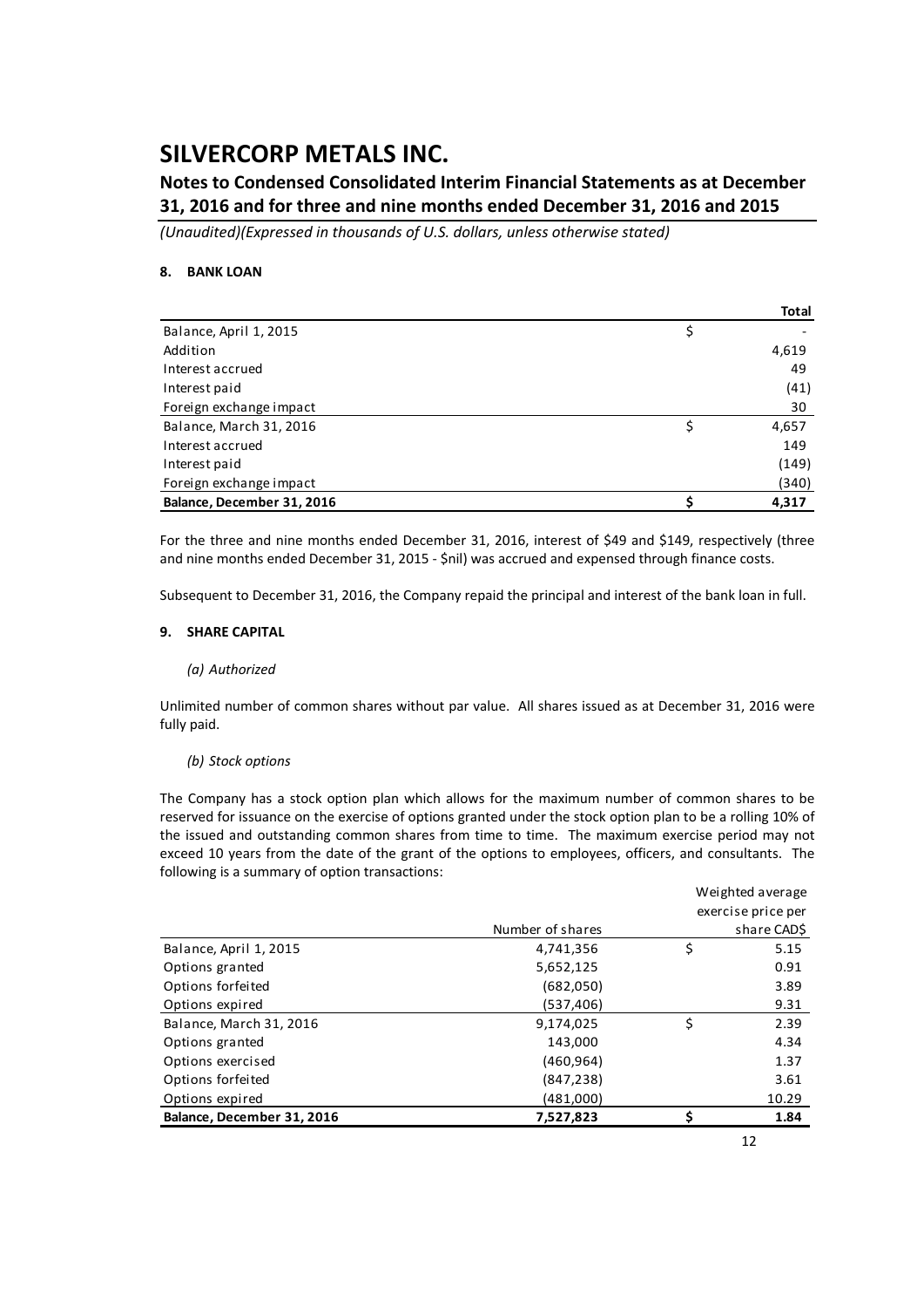# SILVERCORP METALS INC.

## Notes to Condensed Consolidated Interim Financial Statements as at December 31, 2016 and for three and nine months ended December 31, 2016 and 2015

*(Unaudited)(Expressed in thousands of U.S. dollars, unless otherwise stated)*

### 8. BANK LOAN

| | | Total |
|---|---|---|
| Balance, April 1, 2015 | $ | - |
| Addition | | 4,619 |
| Interest accrued | | 49 |
| Interest paid | | (41) |
| Foreign exchange impact | | 30 |
| Balance, March 31, 2016 | $ | 4,657 |
| Interest accrued | | 149 |
| Interest paid | | (149) |
| Foreign exchange impact | | (340) |
| **Balance, December 31, 2016** | **$** | **4,317** |

For the three and nine months ended December 31, 2016, interest of $49 and $149, respectively (three and nine months ended December 31, 2015 - $nil) was accrued and expensed through finance costs.

Subsequent to December 31, 2016, the Company repaid the principal and interest of the bank loan in full.

### 9. SHARE CAPITAL

*(a) Authorized*

Unlimited number of common shares without par value. All shares issued as at December 31, 2016 were fully paid.

*(b) Stock options*

The Company has a stock option plan which allows for the maximum number of common shares to be reserved for issuance on the exercise of options granted under the stock option plan to be a rolling 10% of the issued and outstanding common shares from time to time. The maximum exercise period may not exceed 10 years from the date of the grant of the options to employees, officers, and consultants. The following is a summary of option transactions:

| | Number of shares | | Weighted average exercise price per share CAD$ |
|---|---|---|---|
| Balance, April 1, 2015 | 4,741,356 | $ | 5.15 |
| Options granted | 5,652,125 | | 0.91 |
| Options forfeited | (682,050) | | 3.89 |
| Options expired | (537,406) | | 9.31 |
| Balance, March 31, 2016 | 9,174,025 | $ | 2.39 |
| Options granted | 143,000 | | 4.34 |
| Options exercised | (460,964) | | 1.37 |
| Options forfeited | (847,238) | | 3.61 |
| Options expired | (481,000) | | 10.29 |
| **Balance, December 31, 2016** | **7,527,823** | **$** | **1.84** |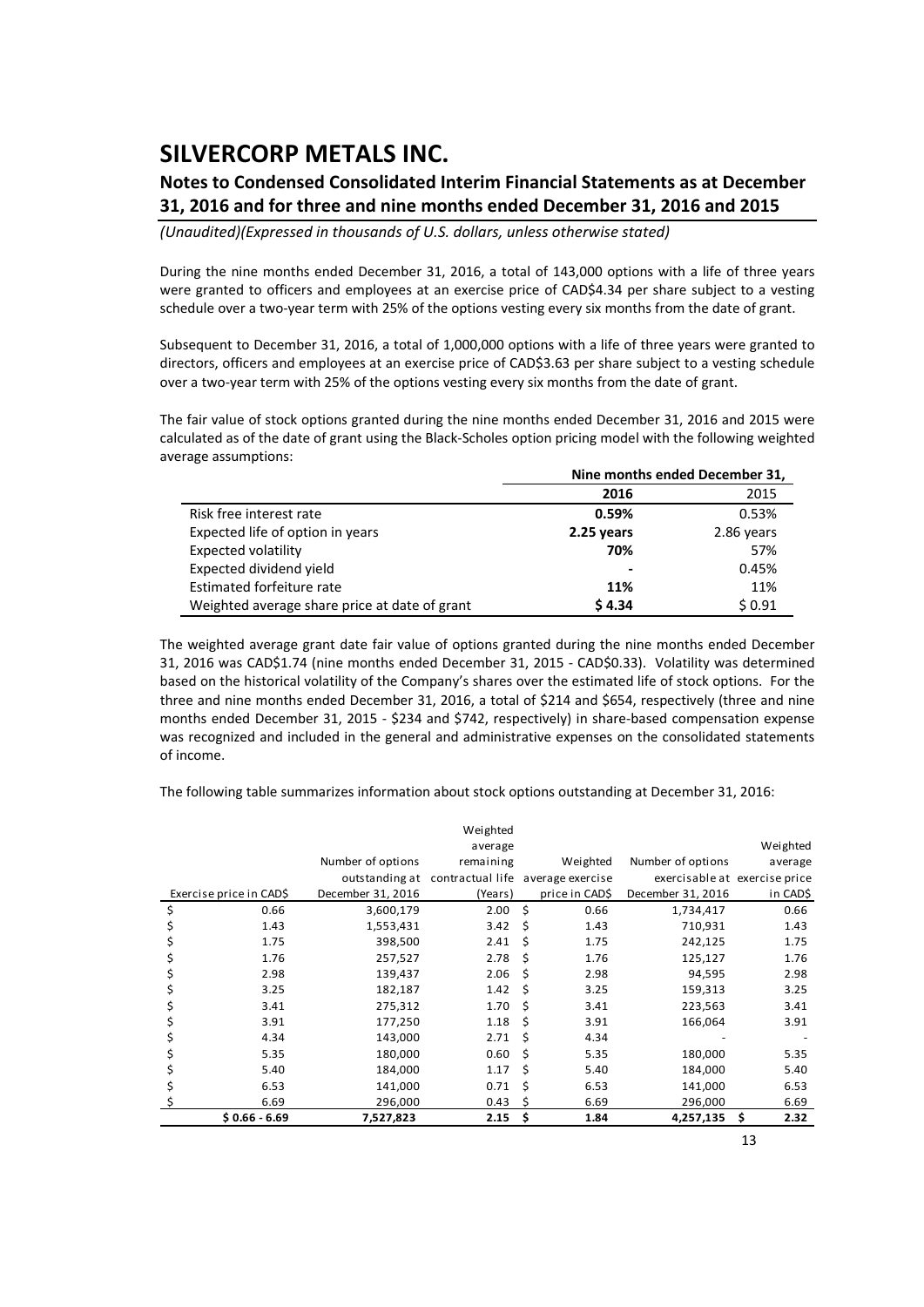During the nine months ended December 31, 2016, a total of 143,000 options with a life of three years were granted to officers and employees at an exercise price of CAD$4.34 per share subject to a vesting schedule over a two-year term with 25% of the options vesting every six months from the date of grant.

Subsequent to December 31, 2016, a total of 1,000,000 options with a life of three years were granted to directors, officers and employees at an exercise price of CAD$3.63 per share subject to a vesting schedule over a two-year term with 25% of the options vesting every six months from the date of grant.

The fair value of stock options granted during the nine months ended December 31, 2016 and 2015 were calculated as of the date of grant using the Black-Scholes option pricing model with the following weighted average assumptions:

| | Nine months ended December 31, | |
|---|---|---|
| | **2016** | 2015 |
| Risk free interest rate | **0.59%** | 0.53% |
| Expected life of option in years | **2.25 years** | 2.86 years |
| Expected volatility | **70%** | 57% |
| Expected dividend yield | **-** | 0.45% |
| Estimated forfeiture rate | **11%** | 11% |
| Weighted average share price at date of grant | **$ 4.34** | $ 0.91 |

The weighted average grant date fair value of options granted during the nine months ended December 31, 2016 was CAD$1.74 (nine months ended December 31, 2015 - CAD$0.33). Volatility was determined based on the historical volatility of the Company's shares over the estimated life of stock options. For the three and nine months ended December 31, 2016, a total of $214 and $654, respectively (three and nine months ended December 31, 2015 - $234 and $742, respectively) in share-based compensation expense was recognized and included in the general and administrative expenses on the consolidated statements of income.

The following table summarizes information about stock options outstanding at December 31, 2016:

| Exercise price in CAD$ | Number of options outstanding at December 31, 2016 | Weighted average remaining contractual life (Years) | Weighted average exercise price in CAD$ | Number of options exercisable at December 31, 2016 | Weighted average exercise price in CAD$ |
|---|---|---|---|---|---|
| $ 0.66 | 3,600,179 | 2.00 | $ 0.66 | 1,734,417 | 0.66 |
| $ 1.43 | 1,553,431 | 3.42 | $ 1.43 | 710,931 | 1.43 |
| $ 1.75 | 398,500 | 2.41 | $ 1.75 | 242,125 | 1.75 |
| $ 1.76 | 257,527 | 2.78 | $ 1.76 | 125,127 | 1.76 |
| $ 2.98 | 139,437 | 2.06 | $ 2.98 | 94,595 | 2.98 |
| $ 3.25 | 182,187 | 1.42 | $ 3.25 | 159,313 | 3.25 |
| $ 3.41 | 275,312 | 1.70 | $ 3.41 | 223,563 | 3.41 |
| $ 3.91 | 177,250 | 1.18 | $ 3.91 | 166,064 | 3.91 |
| $ 4.34 | 143,000 | 2.71 | $ 4.34 | - | - |
| $ 5.35 | 180,000 | 0.60 | $ 5.35 | 180,000 | 5.35 |
| $ 5.40 | 184,000 | 1.17 | $ 5.40 | 184,000 | 5.40 |
| $ 6.53 | 141,000 | 0.71 | $ 6.53 | 141,000 | 6.53 |
| $ 6.69 | 296,000 | 0.43 | $ 6.69 | 296,000 | 6.69 |
| **$ 0.66 - 6.69** | **7,527,823** | **2.15** | **$ 1.84** | **4,257,135** | **$ 2.32** |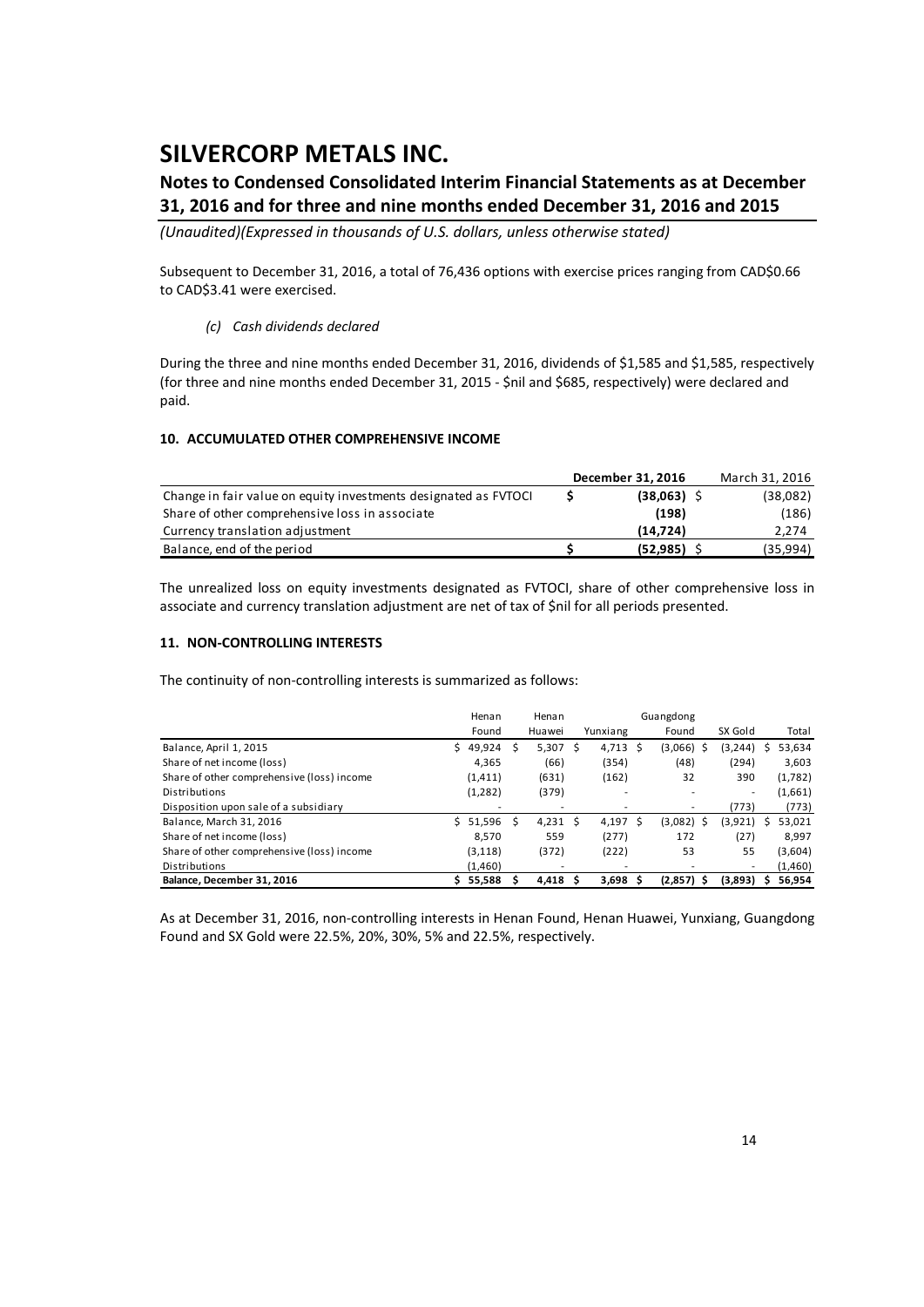Subsequent to December 31, 2016, a total of 76,436 options with exercise prices ranging from CAD$0.66 to CAD$3.41 were exercised.

*(c) Cash dividends declared*

During the three and nine months ended December 31, 2016, dividends of $1,585 and $1,585, respectively (for three and nine months ended December 31, 2015 - $nil and $685, respectively) were declared and paid.

## 10. ACCUMULATED OTHER COMPREHENSIVE INCOME

| | December 31, 2016 | March 31, 2016 |
|---|---|---|
| Change in fair value on equity investments designated as FVTOCI | **$ (38,063)** | $ (38,082) |
| Share of other comprehensive loss in associate | **(198)** | (186) |
| Currency translation adjustment | **(14,724)** | 2,274 |
| Balance, end of the period | **$ (52,985)** | $ (35,994) |

The unrealized loss on equity investments designated as FVTOCI, share of other comprehensive loss in associate and currency translation adjustment are net of tax of $nil for all periods presented.

## 11. NON-CONTROLLING INTERESTS

The continuity of non-controlling interests is summarized as follows:

| | Henan Found | Henan Huawei | Yunxiang | Guangdong Found | SX Gold | Total |
|---|---|---|---|---|---|---|
| Balance, April 1, 2015 | $ 49,924 | $ 5,307 | $ 4,713 | $ (3,066) | $ (3,244) | $ 53,634 |
| Share of net income (loss) | 4,365 | (66) | (354) | (48) | (294) | 3,603 |
| Share of other comprehensive (loss) income | (1,411) | (631) | (162) | 32 | 390 | (1,782) |
| Distributions | (1,282) | (379) | - | - | - | (1,661) |
| Disposition upon sale of a subsidiary | - | - | - | - | (773) | (773) |
| Balance, March 31, 2016 | $ 51,596 | $ 4,231 | $ 4,197 | $ (3,082) | $ (3,921) | $ 53,021 |
| Share of net income (loss) | 8,570 | 559 | (277) | 172 | (27) | 8,997 |
| Share of other comprehensive (loss) income | (3,118) | (372) | (222) | 53 | 55 | (3,604) |
| Distributions | (1,460) | - | - | - | - | (1,460) |
| **Balance, December 31, 2016** | **$ 55,588** | **$ 4,418** | **$ 3,698** | **$ (2,857)** | **$ (3,893)** | **$ 56,954** |

As at December 31, 2016, non-controlling interests in Henan Found, Henan Huawei, Yunxiang, Guangdong Found and SX Gold were 22.5%, 20%, 30%, 5% and 22.5%, respectively.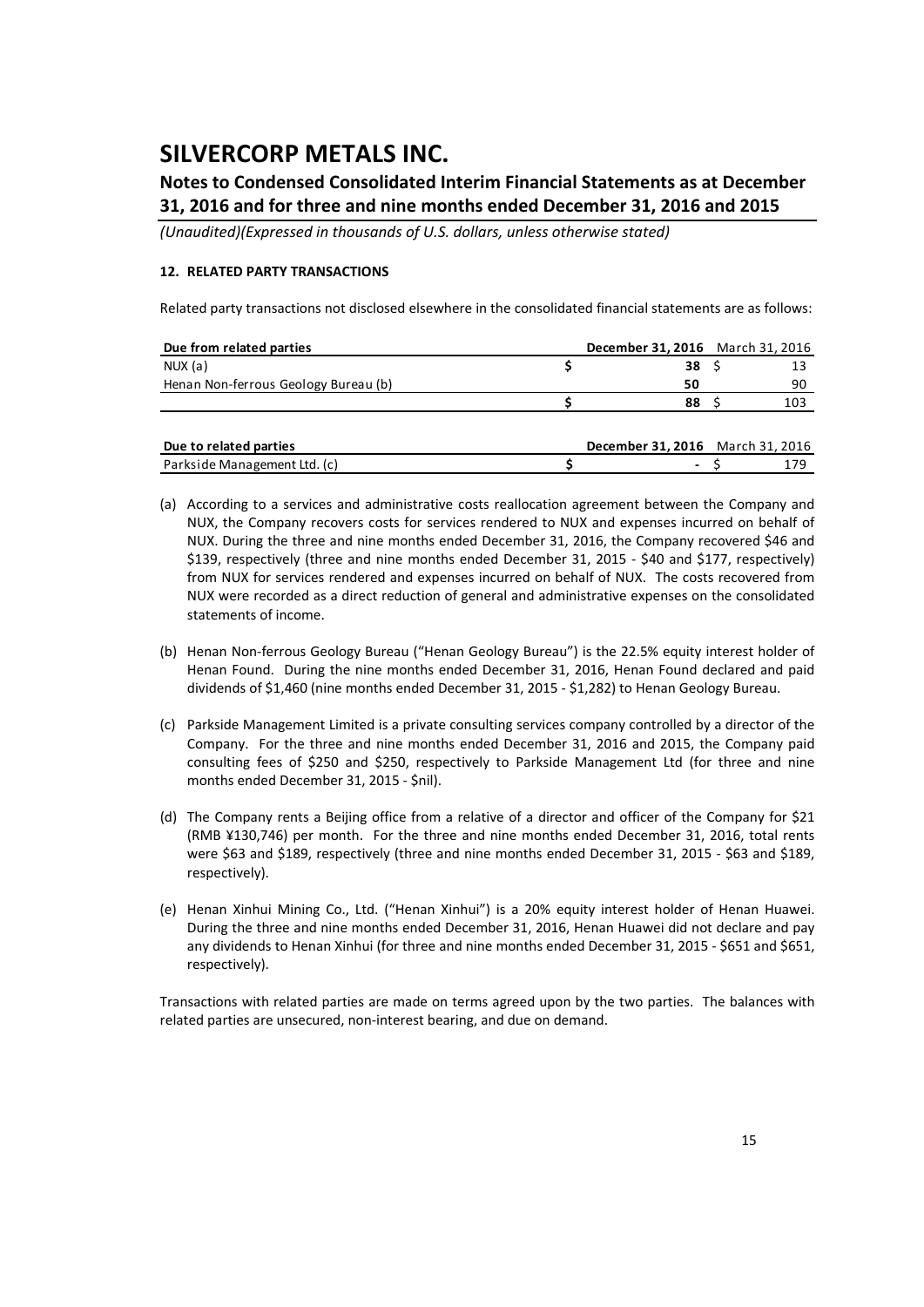# SILVERCORP METALS INC.

## Notes to Condensed Consolidated Interim Financial Statements as at December 31, 2016 and for three and nine months ended December 31, 2016 and 2015

*(Unaudited)(Expressed in thousands of U.S. dollars, unless otherwise stated)*

### 12. RELATED PARTY TRANSACTIONS

Related party transactions not disclosed elsewhere in the consolidated financial statements are as follows:

| Due from related parties | | December 31, 2016 | | March 31, 2016 |
|---|---|---|---|---|
| NUX (a) | $ | **38** | $ | 13 |
| Henan Non-ferrous Geology Bureau (b) | | **50** | | 90 |
| | $ | **88** | $ | 103 |

| Due to related parties | | December 31, 2016 | | March 31, 2016 |
|---|---|---|---|---|
| Parkside Management Ltd. (c) | $ | **-** | $ | 179 |

(a) According to a services and administrative costs reallocation agreement between the Company and NUX, the Company recovers costs for services rendered to NUX and expenses incurred on behalf of NUX. During the three and nine months ended December 31, 2016, the Company recovered $46 and $139, respectively (three and nine months ended December 31, 2015 - $40 and $177, respectively) from NUX for services rendered and expenses incurred on behalf of NUX. The costs recovered from NUX were recorded as a direct reduction of general and administrative expenses on the consolidated statements of income.

(b) Henan Non-ferrous Geology Bureau ("Henan Geology Bureau") is the 22.5% equity interest holder of Henan Found. During the nine months ended December 31, 2016, Henan Found declared and paid dividends of $1,460 (nine months ended December 31, 2015 - $1,282) to Henan Geology Bureau.

(c) Parkside Management Limited is a private consulting services company controlled by a director of the Company. For the three and nine months ended December 31, 2016 and 2015, the Company paid consulting fees of $250 and $250, respectively to Parkside Management Ltd (for three and nine months ended December 31, 2015 - $nil).

(d) The Company rents a Beijing office from a relative of a director and officer of the Company for $21 (RMB ¥130,746) per month. For the three and nine months ended December 31, 2016, total rents were $63 and $189, respectively (three and nine months ended December 31, 2015 - $63 and $189, respectively).

(e) Henan Xinhui Mining Co., Ltd. ("Henan Xinhui") is a 20% equity interest holder of Henan Huawei. During the three and nine months ended December 31, 2016, Henan Huawei did not declare and pay any dividends to Henan Xinhui (for three and nine months ended December 31, 2015 - $651 and $651, respectively).

Transactions with related parties are made on terms agreed upon by the two parties. The balances with related parties are unsecured, non-interest bearing, and due on demand.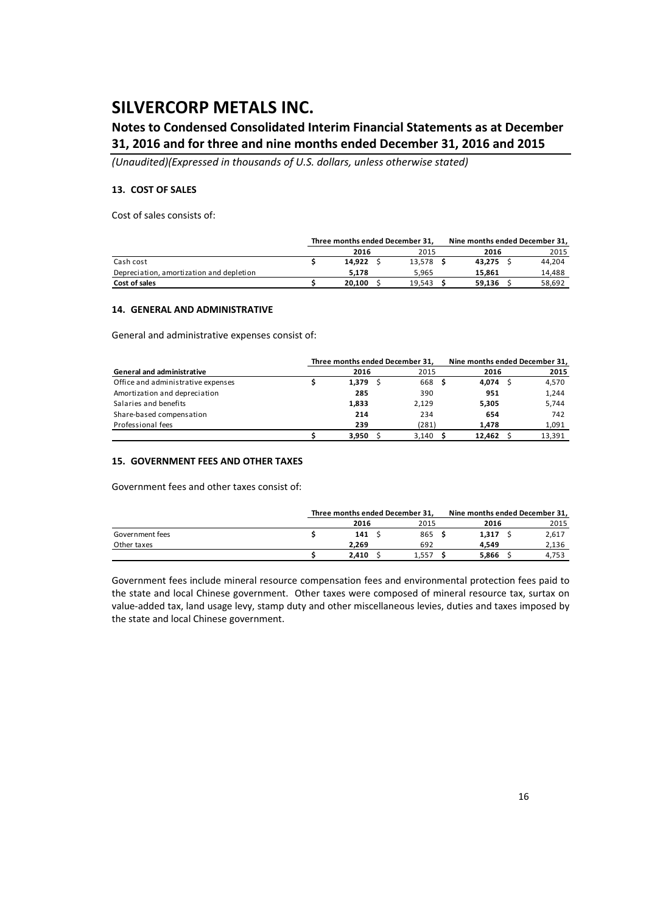# SILVERCORP METALS INC.

## Notes to Condensed Consolidated Interim Financial Statements as at December 31, 2016 and for three and nine months ended December 31, 2016 and 2015

*(Unaudited)(Expressed in thousands of U.S. dollars, unless otherwise stated)*

### 13. COST OF SALES

Cost of sales consists of:

| | Three months ended December 31, | | Nine months ended December 31, | |
|---|---|---|---|---|
| | **2016** | 2015 | **2016** | 2015 |
| Cash cost | **$ 14,922** | $ 13,578 | **$ 43,275** | $ 44,204 |
| Depreciation, amortization and depletion | **5,178** | 5,965 | **15,861** | 14,488 |
| **Cost of sales** | **$ 20,100** | $ 19,543 | **$ 59,136** | $ 58,692 |

### 14. GENERAL AND ADMINISTRATIVE

General and administrative expenses consist of:

| | Three months ended December 31, | | Nine months ended December 31, | |
|---|---|---|---|---|
| **General and administrative** | **2016** | 2015 | **2016** | **2015** |
| Office and administrative expenses | **$ 1,379** | $ 668 | **$ 4,074** | $ 4,570 |
| Amortization and depreciation | **285** | 390 | **951** | 1,244 |
| Salaries and benefits | **1,833** | 2,129 | **5,305** | 5,744 |
| Share-based compensation | **214** | 234 | **654** | 742 |
| Professional fees | **239** | (281) | **1,478** | 1,091 |
| | **$ 3,950** | $ 3,140 | **$ 12,462** | $ 13,391 |

### 15. GOVERNMENT FEES AND OTHER TAXES

Government fees and other taxes consist of:

| | Three months ended December 31, | | Nine months ended December 31, | |
|---|---|---|---|---|
| | **2016** | 2015 | **2016** | 2015 |
| Government fees | **$ 141** | $ 865 | **$ 1,317** | $ 2,617 |
| Other taxes | **2,269** | 692 | **4,549** | 2,136 |
| | **$ 2,410** | $ 1,557 | **$ 5,866** | $ 4,753 |

Government fees include mineral resource compensation fees and environmental protection fees paid to the state and local Chinese government. Other taxes were composed of mineral resource tax, surtax on value-added tax, land usage levy, stamp duty and other miscellaneous levies, duties and taxes imposed by the state and local Chinese government.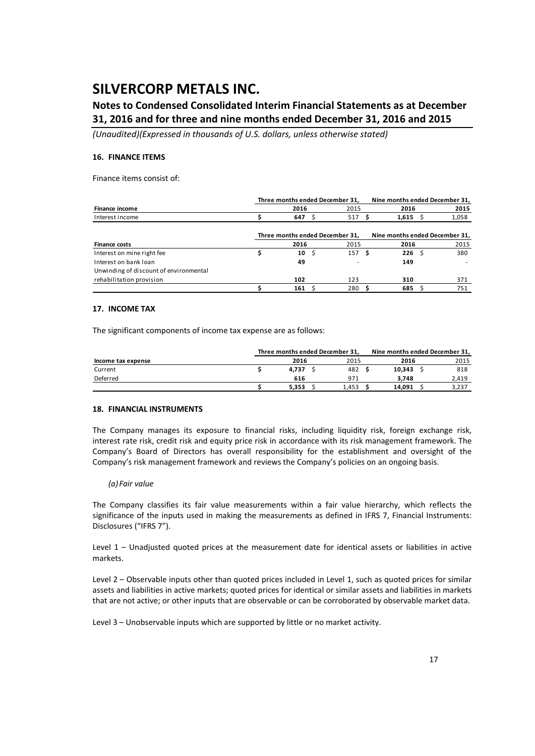## 16. FINANCE ITEMS

Finance items consist of:

| | Three months ended December 31, | | Nine months ended December 31, | |
|---|---|---|---|---|
| **Finance income** | **2016** | 2015 | **2016** | 2015 |
| Interest income | **$ 647** | $ 517 | **$ 1,615** | $ 1,058 |

| | Three months ended December 31, | | Nine months ended December 31, | |
|---|---|---|---|---|
| **Finance costs** | **2016** | 2015 | **2016** | 2015 |
| Interest on mine right fee | **$ 10** | $ 157 | **$ 226** | $ 380 |
| Interest on bank loan | **49** | - | **149** | - |
| Unwinding of discount of environmental rehabilitation provision | **102** | 123 | **310** | 371 |
| | **$ 161** | $ 280 | **$ 685** | $ 751 |

## 17. INCOME TAX

The significant components of income tax expense are as follows:

| | Three months ended December 31, | | Nine months ended December 31, | |
|---|---|---|---|---|
| **Income tax expense** | **2016** | 2015 | **2016** | 2015 |
| Current | **$ 4,737** | $ 482 | **$ 10,343** | $ 818 |
| Deferred | **616** | 971 | **3,748** | 2,419 |
| | **$ 5,353** | $ 1,453 | **$ 14,091** | $ 3,237 |

## 18. FINANCIAL INSTRUMENTS

The Company manages its exposure to financial risks, including liquidity risk, foreign exchange risk, interest rate risk, credit risk and equity price risk in accordance with its risk management framework. The Company's Board of Directors has overall responsibility for the establishment and oversight of the Company's risk management framework and reviews the Company's policies on an ongoing basis.

*(a) Fair value*

The Company classifies its fair value measurements within a fair value hierarchy, which reflects the significance of the inputs used in making the measurements as defined in IFRS 7, Financial Instruments: Disclosures ("IFRS 7").

Level 1 – Unadjusted quoted prices at the measurement date for identical assets or liabilities in active markets.

Level 2 – Observable inputs other than quoted prices included in Level 1, such as quoted prices for similar assets and liabilities in active markets; quoted prices for identical or similar assets and liabilities in markets that are not active; or other inputs that are observable or can be corroborated by observable market data.

Level 3 – Unobservable inputs which are supported by little or no market activity.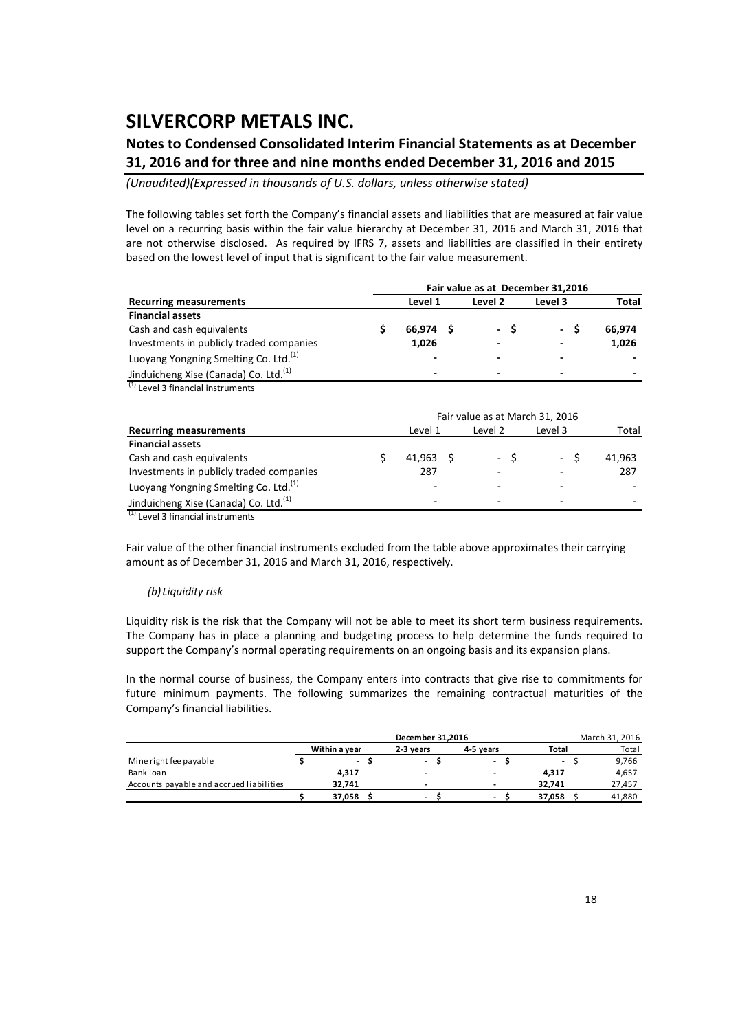The following tables set forth the Company's financial assets and liabilities that are measured at fair value level on a recurring basis within the fair value hierarchy at December 31, 2016 and March 31, 2016 that are not otherwise disclosed. As required by IFRS 7, assets and liabilities are classified in their entirety based on the lowest level of input that is significant to the fair value measurement.

| | Fair value as at December 31,2016 | | | |
|---|---|---|---|---|
| **Recurring measurements** | **Level 1** | **Level 2** | **Level 3** | **Total** |
| **Financial assets** | | | | |
| Cash and cash equivalents | $ 66,974 | $ - | $ - | $ 66,974 |
| Investments in publicly traded companies | 1,026 | - | - | 1,026 |
| Luoyang Yongning Smelting Co. Ltd.[1] | - | - | - | - |
| Jinduicheng Xise (Canada) Co. Ltd.[1] | - | - | - | - |

[1] Level 3 financial instruments

| | Fair value as at March 31, 2016 | | | |
|---|---|---|---|---|
| **Recurring measurements** | Level 1 | Level 2 | Level 3 | Total |
| **Financial assets** | | | | |
| Cash and cash equivalents | $ 41,963 | $ - | $ - | $ 41,963 |
| Investments in publicly traded companies | 287 | - | - | 287 |
| Luoyang Yongning Smelting Co. Ltd.[1] | - | - | - | - |
| Jinduicheng Xise (Canada) Co. Ltd.[1] | - | - | - | - |

[1] Level 3 financial instruments

Fair value of the other financial instruments excluded from the table above approximates their carrying amount as of December 31, 2016 and March 31, 2016, respectively.

*(b) Liquidity risk*

Liquidity risk is the risk that the Company will not be able to meet its short term business requirements. The Company has in place a planning and budgeting process to help determine the funds required to support the Company's normal operating requirements on an ongoing basis and its expansion plans.

In the normal course of business, the Company enters into contracts that give rise to commitments for future minimum payments. The following summarizes the remaining contractual maturities of the Company's financial liabilities.

| | December 31,2016 | | | | March 31, 2016 |
|---|---|---|---|---|---|
| | **Within a year** | **2-3 years** | **4-5 years** | **Total** | Total |
| Mine right fee payable | $ - | $ - | $ - | $ - | $ 9,766 |
| Bank loan | 4,317 | - | - | 4,317 | 4,657 |
| Accounts payable and accrued liabilities | 32,741 | - | - | 32,741 | 27,457 |
| | $ 37,058 | $ - | $ - | $ 37,058 | $ 41,880 |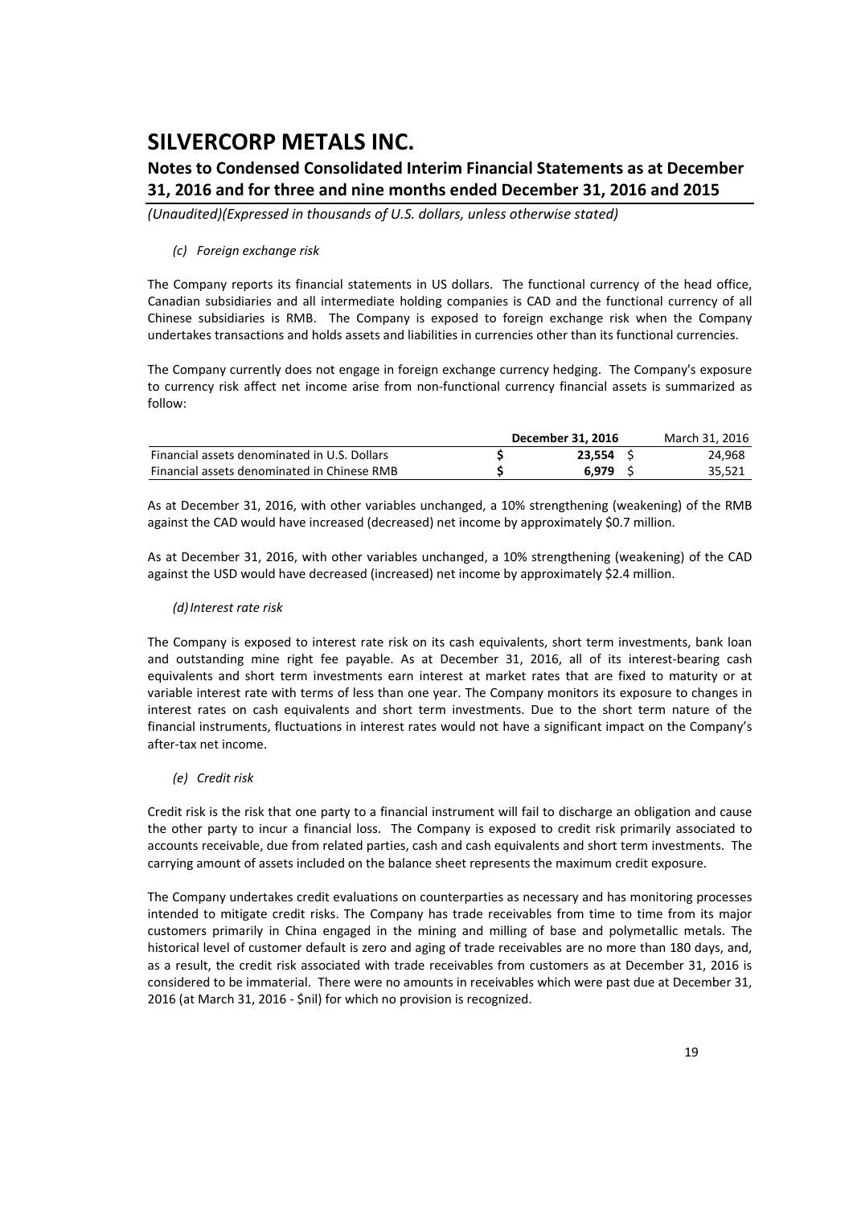*(c) Foreign exchange risk*

The Company reports its financial statements in US dollars. The functional currency of the head office, Canadian subsidiaries and all intermediate holding companies is CAD and the functional currency of all Chinese subsidiaries is RMB. The Company is exposed to foreign exchange risk when the Company undertakes transactions and holds assets and liabilities in currencies other than its functional currencies.

The Company currently does not engage in foreign exchange currency hedging. The Company's exposure to currency risk affect net income arise from non-functional currency financial assets is summarized as follow:

| | **December 31, 2016** | March 31, 2016 |
|---|---|---|
| Financial assets denominated in U.S. Dollars | **$ 23,554** | $ 24,968 |
| Financial assets denominated in Chinese RMB | **$ 6,979** | $ 35,521 |

As at December 31, 2016, with other variables unchanged, a 10% strengthening (weakening) of the RMB against the CAD would have increased (decreased) net income by approximately $0.7 million.

As at December 31, 2016, with other variables unchanged, a 10% strengthening (weakening) of the CAD against the USD would have decreased (increased) net income by approximately $2.4 million.

*(d) Interest rate risk*

The Company is exposed to interest rate risk on its cash equivalents, short term investments, bank loan and outstanding mine right fee payable. As at December 31, 2016, all of its interest-bearing cash equivalents and short term investments earn interest at market rates that are fixed to maturity or at variable interest rate with terms of less than one year. The Company monitors its exposure to changes in interest rates on cash equivalents and short term investments. Due to the short term nature of the financial instruments, fluctuations in interest rates would not have a significant impact on the Company's after-tax net income.

*(e) Credit risk*

Credit risk is the risk that one party to a financial instrument will fail to discharge an obligation and cause the other party to incur a financial loss. The Company is exposed to credit risk primarily associated to accounts receivable, due from related parties, cash and cash equivalents and short term investments. The carrying amount of assets included on the balance sheet represents the maximum credit exposure.

The Company undertakes credit evaluations on counterparties as necessary and has monitoring processes intended to mitigate credit risks. The Company has trade receivables from time to time from its major customers primarily in China engaged in the mining and milling of base and polymetallic metals. The historical level of customer default is zero and aging of trade receivables are no more than 180 days, and, as a result, the credit risk associated with trade receivables from customers as at December 31, 2016 is considered to be immaterial. There were no amounts in receivables which were past due at December 31, 2016 (at March 31, 2016 - $nil) for which no provision is recognized.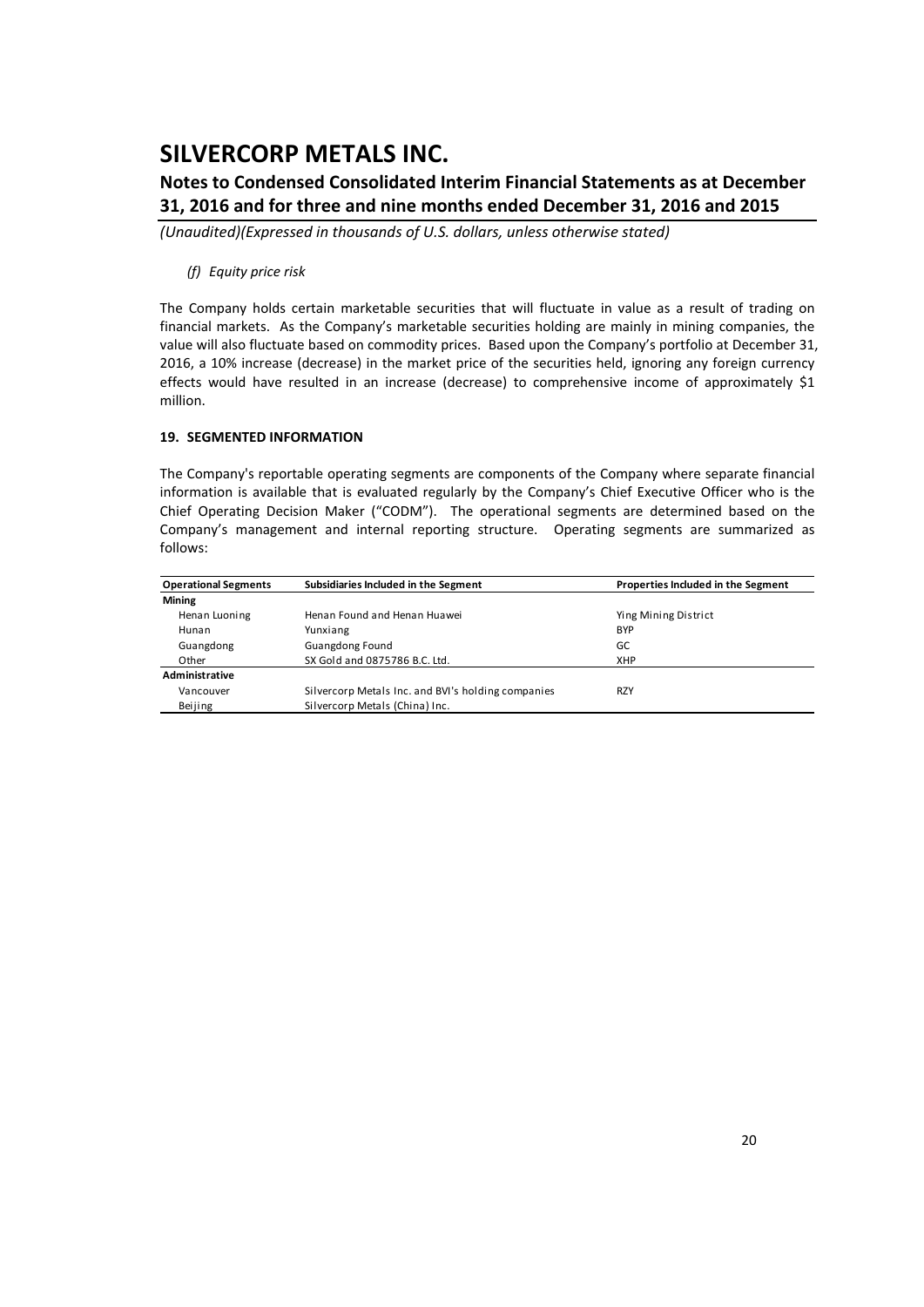# SILVERCORP METALS INC.

## Notes to Condensed Consolidated Interim Financial Statements as at December 31, 2016 and for three and nine months ended December 31, 2016 and 2015

*(Unaudited)(Expressed in thousands of U.S. dollars, unless otherwise stated)*

*(f) Equity price risk*

The Company holds certain marketable securities that will fluctuate in value as a result of trading on financial markets. As the Company's marketable securities holding are mainly in mining companies, the value will also fluctuate based on commodity prices. Based upon the Company's portfolio at December 31, 2016, a 10% increase (decrease) in the market price of the securities held, ignoring any foreign currency effects would have resulted in an increase (decrease) to comprehensive income of approximately $1 million.

### 19. SEGMENTED INFORMATION

The Company's reportable operating segments are components of the Company where separate financial information is available that is evaluated regularly by the Company's Chief Executive Officer who is the Chief Operating Decision Maker ("CODM"). The operational segments are determined based on the Company's management and internal reporting structure. Operating segments are summarized as follows:

| Operational Segments | Subsidiaries Included in the Segment | Properties Included in the Segment |
|---|---|---|
| **Mining** | | |
| Henan Luoning | Henan Found and Henan Huawei | Ying Mining District |
| Hunan | Yunxiang | BYP |
| Guangdong | Guangdong Found | GC |
| Other | SX Gold and 0875786 B.C. Ltd. | XHP |
| **Administrative** | | |
| Vancouver | Silvercorp Metals Inc. and BVI's holding companies | RZY |
| Beijing | Silvercorp Metals (China) Inc. | |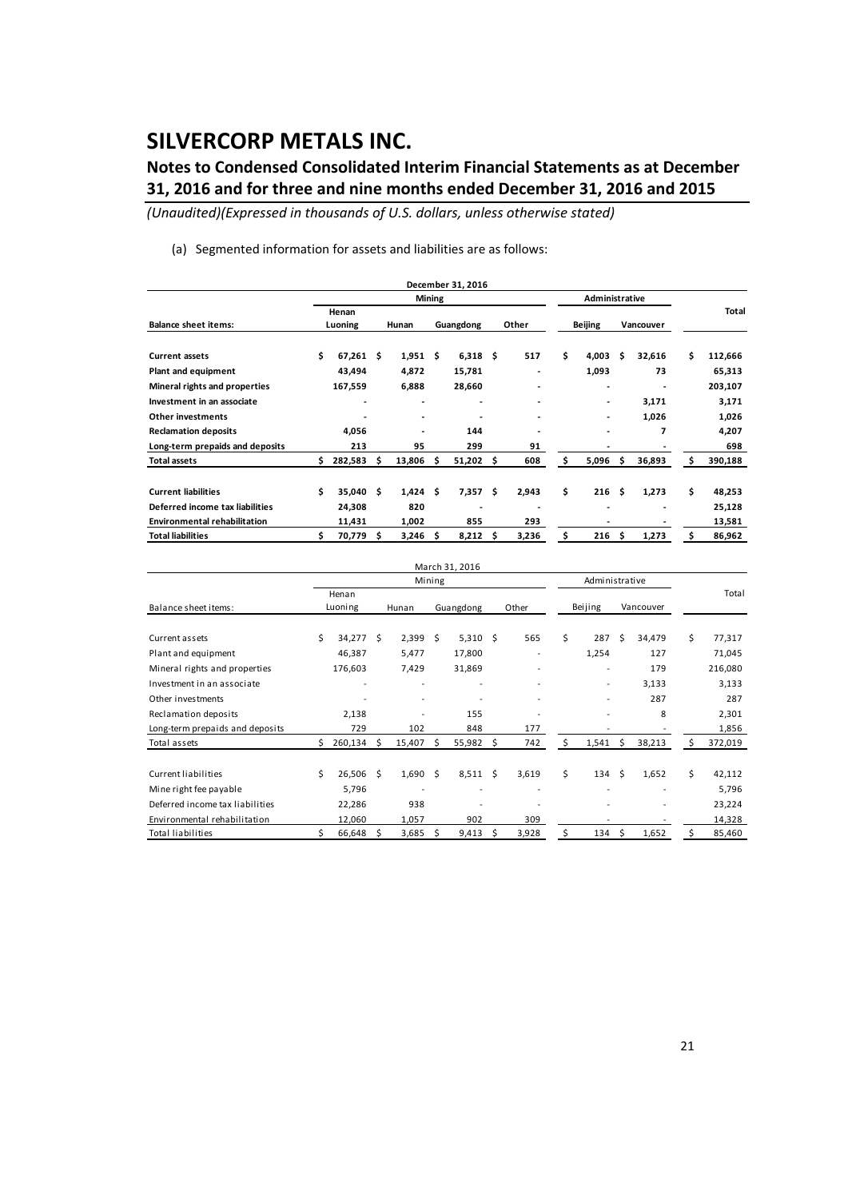# SILVERCORP METALS INC.

## Notes to Condensed Consolidated Interim Financial Statements as at December 31, 2016 and for three and nine months ended December 31, 2016 and 2015

*(Unaudited)(Expressed in thousands of U.S. dollars, unless otherwise stated)*

(a) Segmented information for assets and liabilities are as follows:

| December 31, 2016 | Mining | | | | Administrative | | Total |
|---|---|---|---|---|---|---|---|
| **Balance sheet items:** | **Henan Luoning** | **Hunan** | **Guangdong** | **Other** | **Beijing** | **Vancouver** | |
| **Current assets** | $ 67,261 | $ 1,951 | $ 6,318 | $ 517 | $ 4,003 | $ 32,616 | $ 112,666 |
| **Plant and equipment** | 43,494 | 4,872 | 15,781 | - | 1,093 | 73 | 65,313 |
| **Mineral rights and properties** | 167,559 | 6,888 | 28,660 | - | - | - | 203,107 |
| **Investment in an associate** | - | - | - | - | - | 3,171 | 3,171 |
| **Other investments** | - | - | - | - | - | 1,026 | 1,026 |
| **Reclamation deposits** | 4,056 | - | 144 | - | - | 7 | 4,207 |
| **Long-term prepaids and deposits** | 213 | 95 | 299 | 91 | - | - | 698 |
| **Total assets** | $ 282,583 | $ 13,806 | $ 51,202 | $ 608 | $ 5,096 | $ 36,893 | $ 390,188 |
| | | | | | | | |
| **Current liabilities** | $ 35,040 | $ 1,424 | $ 7,357 | $ 2,943 | $ 216 | $ 1,273 | $ 48,253 |
| **Deferred income tax liabilities** | 24,308 | 820 | - | - | - | - | 25,128 |
| **Environmental rehabilitation** | 11,431 | 1,002 | 855 | 293 | - | - | 13,581 |
| **Total liabilities** | $ 70,779 | $ 3,246 | $ 8,212 | $ 3,236 | $ 216 | $ 1,273 | $ 86,962 |

| March 31, 2016 | Mining | | | | Administrative | | Total |
|---|---|---|---|---|---|---|---|
| Balance sheet items: | Henan Luoning | Hunan | Guangdong | Other | Beijing | Vancouver | |
| Current assets | $ 34,277 | $ 2,399 | $ 5,310 | $ 565 | $ 287 | $ 34,479 | $ 77,317 |
| Plant and equipment | 46,387 | 5,477 | 17,800 | - | 1,254 | 127 | 71,045 |
| Mineral rights and properties | 176,603 | 7,429 | 31,869 | - | - | 179 | 216,080 |
| Investment in an associate | - | - | - | - | - | 3,133 | 3,133 |
| Other investments | - | - | - | - | - | 287 | 287 |
| Reclamation deposits | 2,138 | - | 155 | - | - | 8 | 2,301 |
| Long-term prepaids and deposits | 729 | 102 | 848 | 177 | - | - | 1,856 |
| Total assets | $ 260,134 | $ 15,407 | $ 55,982 | $ 742 | $ 1,541 | $ 38,213 | $ 372,019 |
| | | | | | | | |
| Current liabilities | $ 26,506 | $ 1,690 | $ 8,511 | $ 3,619 | $ 134 | $ 1,652 | $ 42,112 |
| Mine right fee payable | 5,796 | - | - | - | - | - | 5,796 |
| Deferred income tax liabilities | 22,286 | 938 | - | - | - | - | 23,224 |
| Environmental rehabilitation | 12,060 | 1,057 | 902 | 309 | - | - | 14,328 |
| Total liabilities | $ 66,648 | $ 3,685 | $ 9,413 | $ 3,928 | $ 134 | $ 1,652 | $ 85,460 |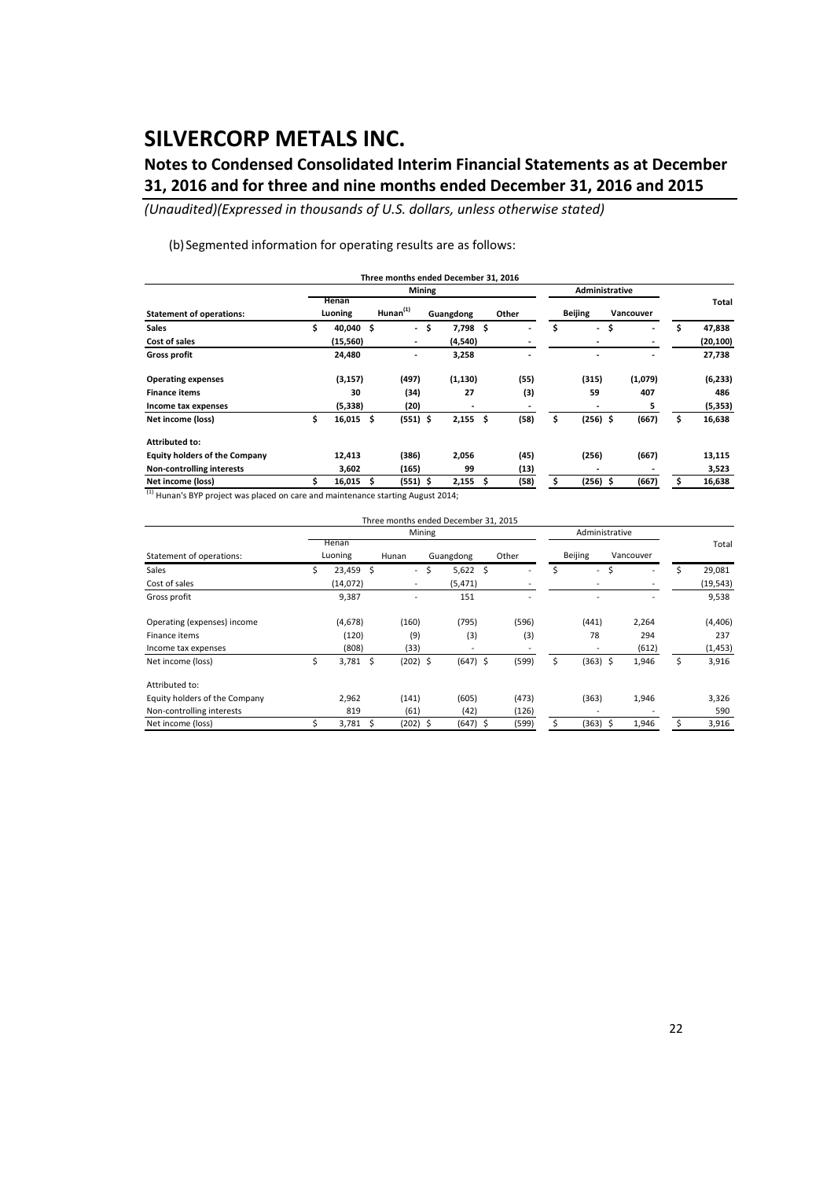# SILVERCORP METALS INC.

## Notes to Condensed Consolidated Interim Financial Statements as at December 31, 2016 and for three and nine months ended December 31, 2016 and 2015

*(Unaudited)(Expressed in thousands of U.S. dollars, unless otherwise stated)*

(b) Segmented information for operating results are as follows:

| Three months ended December 31, 2016 | | | | | | | |
|---|---|---|---|---|---|---|---|
| | Mining | | | | Administrative | | |
| **Statement of operations:** | **Henan Luoning** | **Hunan[(1)]** | **Guangdong** | **Other** | **Beijing** | **Vancouver** | **Total** |
| **Sales** | **$ 40,040** | **$ -** | **$ 7,798** | **$ -** | **$ -** | **$ -** | **$ 47,838** |
| **Cost of sales** | **(15,560)** | **-** | **(4,540)** | **-** | **-** | **-** | **(20,100)** |
| **Gross profit** | **24,480** | **-** | **3,258** | **-** | **-** | **-** | **27,738** |
| **Operating expenses** | **(3,157)** | **(497)** | **(1,130)** | **(55)** | **(315)** | **(1,079)** | **(6,233)** |
| **Finance items** | **30** | **(34)** | **27** | **(3)** | **59** | **407** | **486** |
| **Income tax expenses** | **(5,338)** | **(20)** | **-** | **-** | **-** | **5** | **(5,353)** |
| **Net income (loss)** | **$ 16,015** | **$ (551)** | **$ 2,155** | **$ (58)** | **$ (256)** | **$ (667)** | **$ 16,638** |
| **Attributed to:** | | | | | | | |
| **Equity holders of the Company** | **12,413** | **(386)** | **2,056** | **(45)** | **(256)** | **(667)** | **13,115** |
| **Non-controlling interests** | **3,602** | **(165)** | **99** | **(13)** | **-** | **-** | **3,523** |
| **Net income (loss)** | **$ 16,015** | **$ (551)** | **$ 2,155** | **$ (58)** | **$ (256)** | **$ (667)** | **$ 16,638** |

[(1)] Hunan's BYP project was placed on care and maintenance starting August 2014;

| Three months ended December 31, 2015 | | | | | | | |
|---|---|---|---|---|---|---|---|
| | Mining | | | | Administrative | | |
| Statement of operations: | Henan Luoning | Hunan | Guangdong | Other | Beijing | Vancouver | Total |
| Sales | $ 23,459 | $ - | $ 5,622 | $ - | $ - | $ - | $ 29,081 |
| Cost of sales | (14,072) | - | (5,471) | - | - | - | (19,543) |
| Gross profit | 9,387 | - | 151 | - | - | - | 9,538 |
| Operating (expenses) income | (4,678) | (160) | (795) | (596) | (441) | 2,264 | (4,406) |
| Finance items | (120) | (9) | (3) | (3) | 78 | 294 | 237 |
| Income tax expenses | (808) | (33) | - | - | - | (612) | (1,453) |
| Net income (loss) | $ 3,781 | $ (202) | $ (647) | $ (599) | $ (363) | $ 1,946 | $ 3,916 |
| Attributed to: | | | | | | | |
| Equity holders of the Company | 2,962 | (141) | (605) | (473) | (363) | 1,946 | 3,326 |
| Non-controlling interests | 819 | (61) | (42) | (126) | - | - | 590 |
| Net income (loss) | $ 3,781 | $ (202) | $ (647) | $ (599) | $ (363) | $ 1,946 | $ 3,916 |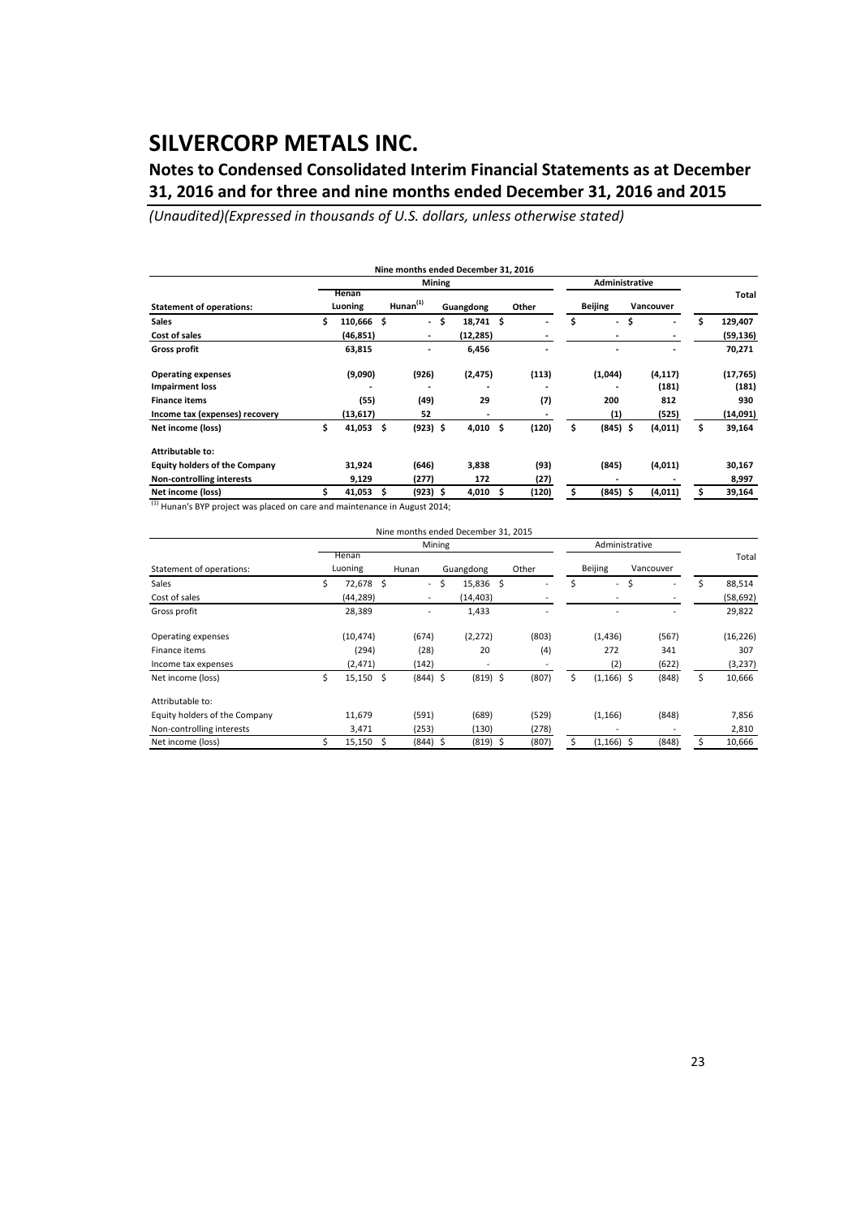# SILVERCORP METALS INC.

## Notes to Condensed Consolidated Interim Financial Statements as at December 31, 2016 and for three and nine months ended December 31, 2016 and 2015

*(Unaudited)(Expressed in thousands of U.S. dollars, unless otherwise stated)*

**Nine months ended December 31, 2016**

| | Mining | | | | Administrative | | |
|---|---|---|---|---|---|---|---|
| **Statement of operations:** | **Henan Luoning** | **Hunan[1]** | **Guangdong** | **Other** | **Beijing** | **Vancouver** | **Total** |
| **Sales** | $ 110,666 | $ - | $ 18,741 | $ - | $ - | $ - | $ 129,407 |
| **Cost of sales** | (46,851) | - | (12,285) | - | - | - | (59,136) |
| **Gross profit** | 63,815 | - | 6,456 | - | - | - | 70,271 |
| **Operating expenses** | (9,090) | (926) | (2,475) | (113) | (1,044) | (4,117) | (17,765) |
| **Impairment loss** | - | - | - | - | - | (181) | (181) |
| **Finance items** | (55) | (49) | 29 | (7) | 200 | 812 | 930 |
| **Income tax (expenses) recovery** | (13,617) | 52 | - | - | (1) | (525) | (14,091) |
| **Net income (loss)** | $ 41,053 | $ (923) | $ 4,010 | $ (120) | $ (845) | $ (4,011) | $ 39,164 |
| **Attributable to:** | | | | | | | |
| **Equity holders of the Company** | 31,924 | (646) | 3,838 | (93) | (845) | (4,011) | 30,167 |
| **Non-controlling interests** | 9,129 | (277) | 172 | (27) | - | - | 8,997 |
| **Net income (loss)** | $ 41,053 | $ (923) | $ 4,010 | $ (120) | $ (845) | $ (4,011) | $ 39,164 |

[1] Hunan's BYP project was placed on care and maintenance in August 2014;

Nine months ended December 31, 2015

| | Mining | | | | Administrative | | |
|---|---|---|---|---|---|---|---|
| Statement of operations: | Henan Luoning | Hunan | Guangdong | Other | Beijing | Vancouver | Total |
| Sales | $ 72,678 | $ - | $ 15,836 | $ - | $ - | $ - | $ 88,514 |
| Cost of sales | (44,289) | - | (14,403) | - | - | - | (58,692) |
| Gross profit | 28,389 | - | 1,433 | - | - | - | 29,822 |
| Operating expenses | (10,474) | (674) | (2,272) | (803) | (1,436) | (567) | (16,226) |
| Finance items | (294) | (28) | 20 | (4) | 272 | 341 | 307 |
| Income tax expenses | (2,471) | (142) | - | - | (2) | (622) | (3,237) |
| Net income (loss) | $ 15,150 | $ (844) | $ (819) | $ (807) | $ (1,166) | $ (848) | $ 10,666 |
| Attributable to: | | | | | | | |
| Equity holders of the Company | 11,679 | (591) | (689) | (529) | (1,166) | (848) | 7,856 |
| Non-controlling interests | 3,471 | (253) | (130) | (278) | - | - | 2,810 |
| Net income (loss) | $ 15,150 | $ (844) | $ (819) | $ (807) | $ (1,166) | $ (848) | $ 10,666 |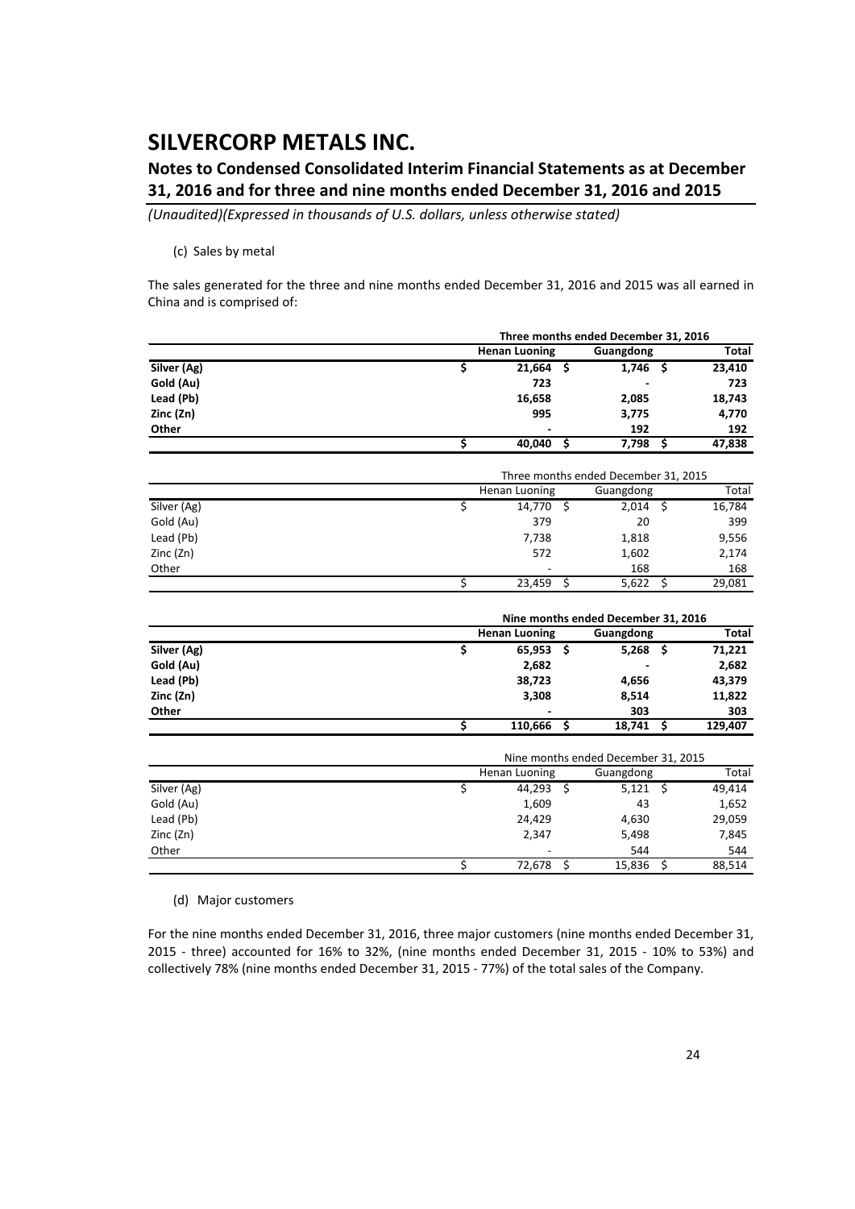# SILVERCORP METALS INC.

## Notes to Condensed Consolidated Interim Financial Statements as at December 31, 2016 and for three and nine months ended December 31, 2016 and 2015

*(Unaudited)(Expressed in thousands of U.S. dollars, unless otherwise stated)*

(c) Sales by metal

The sales generated for the three and nine months ended December 31, 2016 and 2015 was all earned in China and is comprised of:

| | Three months ended December 31, 2016 | | |
|---|---|---|---|
| | **Henan Luoning** | **Guangdong** | **Total** |
| **Silver (Ag)** | **$ 21,664** | **$ 1,746** | **$ 23,410** |
| **Gold (Au)** | **723** | **-** | **723** |
| **Lead (Pb)** | **16,658** | **2,085** | **18,743** |
| **Zinc (Zn)** | **995** | **3,775** | **4,770** |
| **Other** | **-** | **192** | **192** |
| | **$ 40,040** | **$ 7,798** | **$ 47,838** |

| | Three months ended December 31, 2015 | | |
|---|---|---|---|
| | Henan Luoning | Guangdong | Total |
| Silver (Ag) | $ 14,770 | $ 2,014 | $ 16,784 |
| Gold (Au) | 379 | 20 | 399 |
| Lead (Pb) | 7,738 | 1,818 | 9,556 |
| Zinc (Zn) | 572 | 1,602 | 2,174 |
| Other | - | 168 | 168 |
| | $ 23,459 | $ 5,622 | $ 29,081 |

| | Nine months ended December 31, 2016 | | |
|---|---|---|---|
| | **Henan Luoning** | **Guangdong** | **Total** |
| **Silver (Ag)** | **$ 65,953** | **$ 5,268** | **$ 71,221** |
| **Gold (Au)** | **2,682** | **-** | **2,682** |
| **Lead (Pb)** | **38,723** | **4,656** | **43,379** |
| **Zinc (Zn)** | **3,308** | **8,514** | **11,822** |
| **Other** | **-** | **303** | **303** |
| | **$ 110,666** | **$ 18,741** | **$ 129,407** |

| | Nine months ended December 31, 2015 | | |
|---|---|---|---|
| | Henan Luoning | Guangdong | Total |
| Silver (Ag) | $ 44,293 | $ 5,121 | $ 49,414 |
| Gold (Au) | 1,609 | 43 | 1,652 |
| Lead (Pb) | 24,429 | 4,630 | 29,059 |
| Zinc (Zn) | 2,347 | 5,498 | 7,845 |
| Other | - | 544 | 544 |
| | $ 72,678 | $ 15,836 | $ 88,514 |

(d) Major customers

For the nine months ended December 31, 2016, three major customers (nine months ended December 31, 2015 - three) accounted for 16% to 32%, (nine months ended December 31, 2015 - 10% to 53%) and collectively 78% (nine months ended December 31, 2015 - 77%) of the total sales of the Company.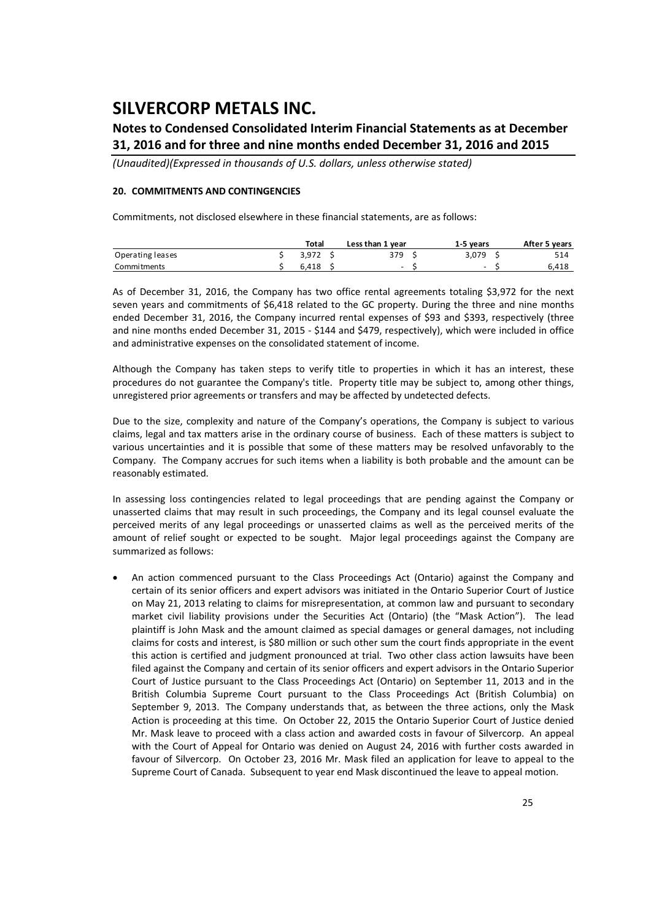# SILVERCORP METALS INC.

## Notes to Condensed Consolidated Interim Financial Statements as at December 31, 2016 and for three and nine months ended December 31, 2016 and 2015

*(Unaudited)(Expressed in thousands of U.S. dollars, unless otherwise stated)*

### 20. COMMITMENTS AND CONTINGENCIES

Commitments, not disclosed elsewhere in these financial statements, are as follows:

| | Total | Less than 1 year | 1-5 years | After 5 years |
|---|---|---|---|---|
| Operating leases | $ 3,972 | $ 379 | $ 3,079 | $ 514 |
| Commitments | $ 6,418 | $ - | $ - | $ 6,418 |

As of December 31, 2016, the Company has two office rental agreements totaling $3,972 for the next seven years and commitments of $6,418 related to the GC property. During the three and nine months ended December 31, 2016, the Company incurred rental expenses of $93 and $393, respectively (three and nine months ended December 31, 2015 - $144 and $479, respectively), which were included in office and administrative expenses on the consolidated statement of income.

Although the Company has taken steps to verify title to properties in which it has an interest, these procedures do not guarantee the Company's title. Property title may be subject to, among other things, unregistered prior agreements or transfers and may be affected by undetected defects.

Due to the size, complexity and nature of the Company's operations, the Company is subject to various claims, legal and tax matters arise in the ordinary course of business. Each of these matters is subject to various uncertainties and it is possible that some of these matters may be resolved unfavorably to the Company. The Company accrues for such items when a liability is both probable and the amount can be reasonably estimated.

In assessing loss contingencies related to legal proceedings that are pending against the Company or unasserted claims that may result in such proceedings, the Company and its legal counsel evaluate the perceived merits of any legal proceedings or unasserted claims as well as the perceived merits of the amount of relief sought or expected to be sought. Major legal proceedings against the Company are summarized as follows:

- An action commenced pursuant to the Class Proceedings Act (Ontario) against the Company and certain of its senior officers and expert advisors was initiated in the Ontario Superior Court of Justice on May 21, 2013 relating to claims for misrepresentation, at common law and pursuant to secondary market civil liability provisions under the Securities Act (Ontario) (the "Mask Action"). The lead plaintiff is John Mask and the amount claimed as special damages or general damages, not including claims for costs and interest, is $80 million or such other sum the court finds appropriate in the event this action is certified and judgment pronounced at trial. Two other class action lawsuits have been filed against the Company and certain of its senior officers and expert advisors in the Ontario Superior Court of Justice pursuant to the Class Proceedings Act (Ontario) on September 11, 2013 and in the British Columbia Supreme Court pursuant to the Class Proceedings Act (British Columbia) on September 9, 2013. The Company understands that, as between the three actions, only the Mask Action is proceeding at this time. On October 22, 2015 the Ontario Superior Court of Justice denied Mr. Mask leave to proceed with a class action and awarded costs in favour of Silvercorp. An appeal with the Court of Appeal for Ontario was denied on August 24, 2016 with further costs awarded in favour of Silvercorp. On October 23, 2016 Mr. Mask filed an application for leave to appeal to the Supreme Court of Canada. Subsequent to year end Mask discontinued the leave to appeal motion.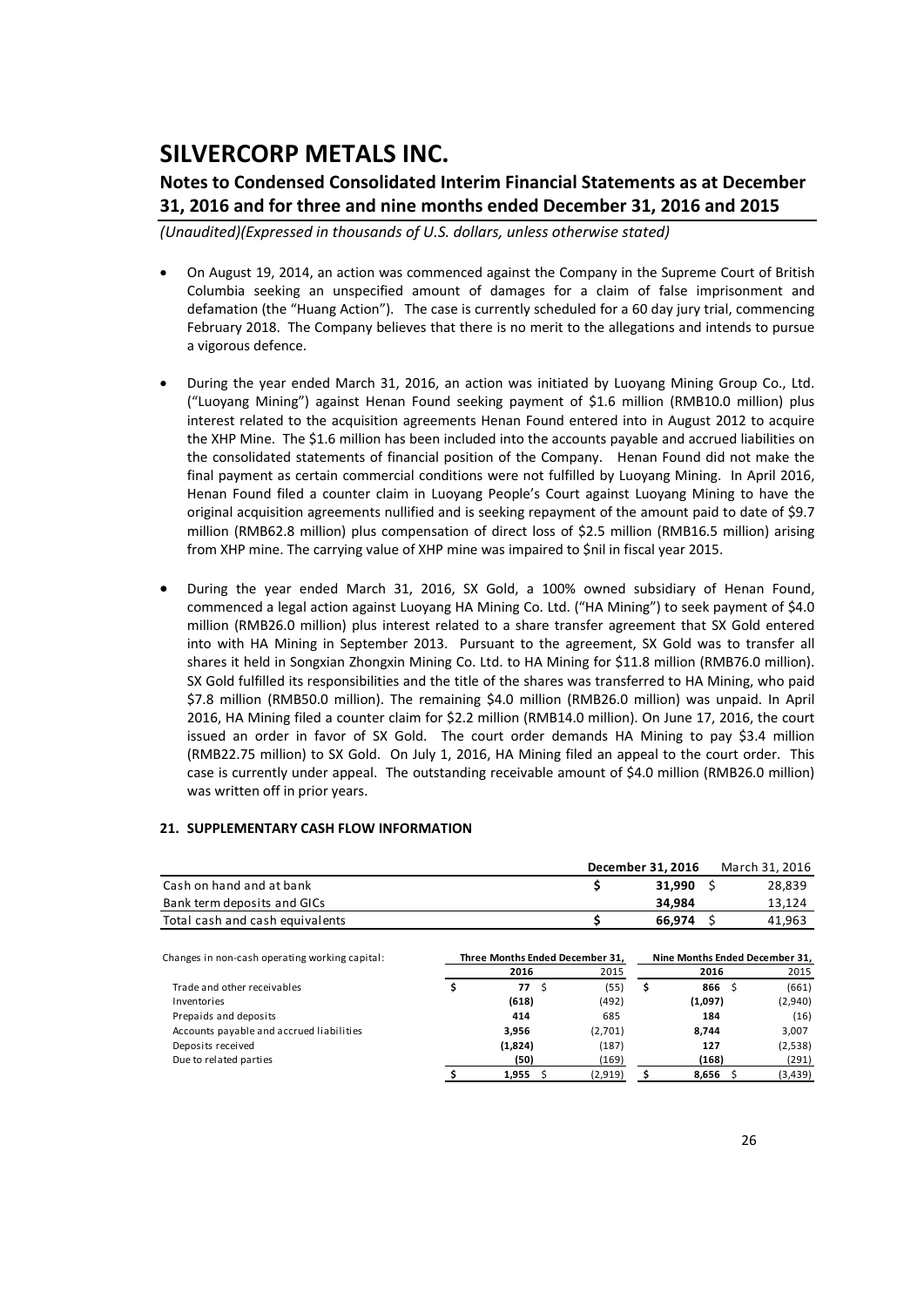- On August 19, 2014, an action was commenced against the Company in the Supreme Court of British Columbia seeking an unspecified amount of damages for a claim of false imprisonment and defamation (the "Huang Action"). The case is currently scheduled for a 60 day jury trial, commencing February 2018. The Company believes that there is no merit to the allegations and intends to pursue a vigorous defence.

- During the year ended March 31, 2016, an action was initiated by Luoyang Mining Group Co., Ltd. ("Luoyang Mining") against Henan Found seeking payment of \$1.6 million (RMB10.0 million) plus interest related to the acquisition agreements Henan Found entered into in August 2012 to acquire the XHP Mine. The \$1.6 million has been included into the accounts payable and accrued liabilities on the consolidated statements of financial position of the Company. Henan Found did not make the final payment as certain commercial conditions were not fulfilled by Luoyang Mining. In April 2016, Henan Found filed a counter claim in Luoyang People's Court against Luoyang Mining to have the original acquisition agreements nullified and is seeking repayment of the amount paid to date of \$9.7 million (RMB62.8 million) plus compensation of direct loss of \$2.5 million (RMB16.5 million) arising from XHP mine. The carrying value of XHP mine was impaired to \$nil in fiscal year 2015.

- During the year ended March 31, 2016, SX Gold, a 100% owned subsidiary of Henan Found, commenced a legal action against Luoyang HA Mining Co. Ltd. ("HA Mining") to seek payment of \$4.0 million (RMB26.0 million) plus interest related to a share transfer agreement that SX Gold entered into with HA Mining in September 2013. Pursuant to the agreement, SX Gold was to transfer all shares it held in Songxian Zhongxin Mining Co. Ltd. to HA Mining for \$11.8 million (RMB76.0 million). SX Gold fulfilled its responsibilities and the title of the shares was transferred to HA Mining, who paid \$7.8 million (RMB50.0 million). The remaining \$4.0 million (RMB26.0 million) was unpaid. In April 2016, HA Mining filed a counter claim for \$2.2 million (RMB14.0 million). On June 17, 2016, the court issued an order in favor of SX Gold. The court order demands HA Mining to pay \$3.4 million (RMB22.75 million) to SX Gold. On July 1, 2016, HA Mining filed an appeal to the court order. This case is currently under appeal. The outstanding receivable amount of \$4.0 million (RMB26.0 million) was written off in prior years.

## 21. SUPPLEMENTARY CASH FLOW INFORMATION

| | **December 31, 2016** | March 31, 2016 |
|---|---|---|
| Cash on hand and at bank | **\$ 31,990** | \$ 28,839 |
| Bank term deposits and GICs | **34,984** | 13,124 |
| Total cash and cash equivalents | **\$ 66,974** | \$ 41,963 |

| Changes in non-cash operating working capital: | **Three Months Ended December 31,** | | **Nine Months Ended December 31,** | |
|---|---|---|---|---|
| | **2016** | 2015 | **2016** | 2015 |
| Trade and other receivables | **\$ 77** | \$ (55) | **\$ 866** | \$ (661) |
| Inventories | **(618)** | (492) | **(1,097)** | (2,940) |
| Prepaids and deposits | **414** | 685 | **184** | (16) |
| Accounts payable and accrued liabilities | **3,956** | (2,701) | **8,744** | 3,007 |
| Deposits received | **(1,824)** | (187) | **127** | (2,538) |
| Due to related parties | **(50)** | (169) | **(168)** | (291) |
| | **\$ 1,955** | \$ (2,919) | **\$ 8,656** | \$ (3,439) |